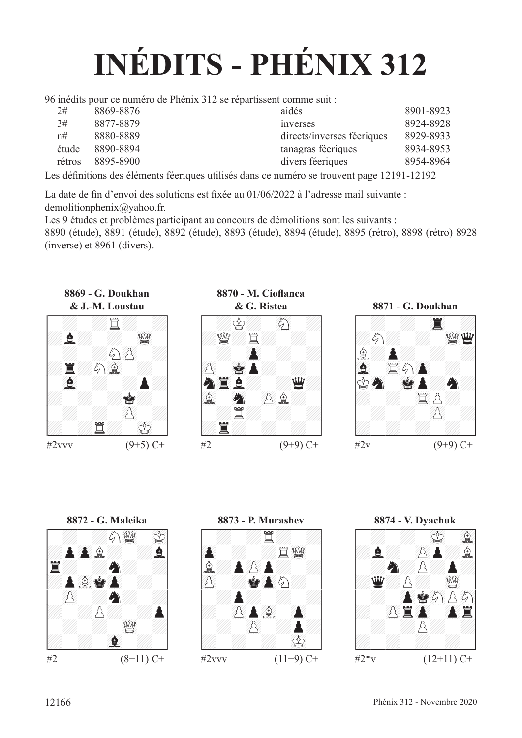# INÉDITS - PHÉNIX 312

96 inédits pour ce numéro de Phénix 312 se répartissent comme suit :

| | | | |
|---|---|---|---|
| 2# | 8869-8876 | aidés | 8901-8923 |
| 3# | 8877-8879 | inverses | 8924-8928 |
| n# | 8880-8889 | directs/inverses féeriques | 8929-8933 |
| étude | 8890-8894 | tanagras féeriques | 8934-8953 |
| rétros | 8895-8900 | divers féeriques | 8954-8964 |

Les définitions des éléments féeriques utilisés dans ce numéro se trouvent page 12191-12192

La date de fin d'envoi des solutions est fixée au 01/06/2022 à l'adresse mail suivante : demolitionphenix@yahoo.fr.

Les 9 études et problèmes participant au concours de démolitions sont les suivants :
8890 (étude), 8891 (étude), 8892 (étude), 8893 (étude), 8894 (étude), 8895 (rétro), 8898 (rétro) 8928 (inverse) et 8961 (divers).

**8869 - G. Doukhan & J.-M. Loustau**

#2vvv (9+5) C+

**8870 - M. Cioflanca & G. Ristea**

#2 (9+9) C+

**8871 - G. Doukhan**

#2v (9+9) C+

**8872 - G. Maleika**

#2 (8+11) C+

**8873 - P. Murashev**

#2vvv (11+9) C+

**8874 - V. Dyachuk**

#2*v (12+11) C+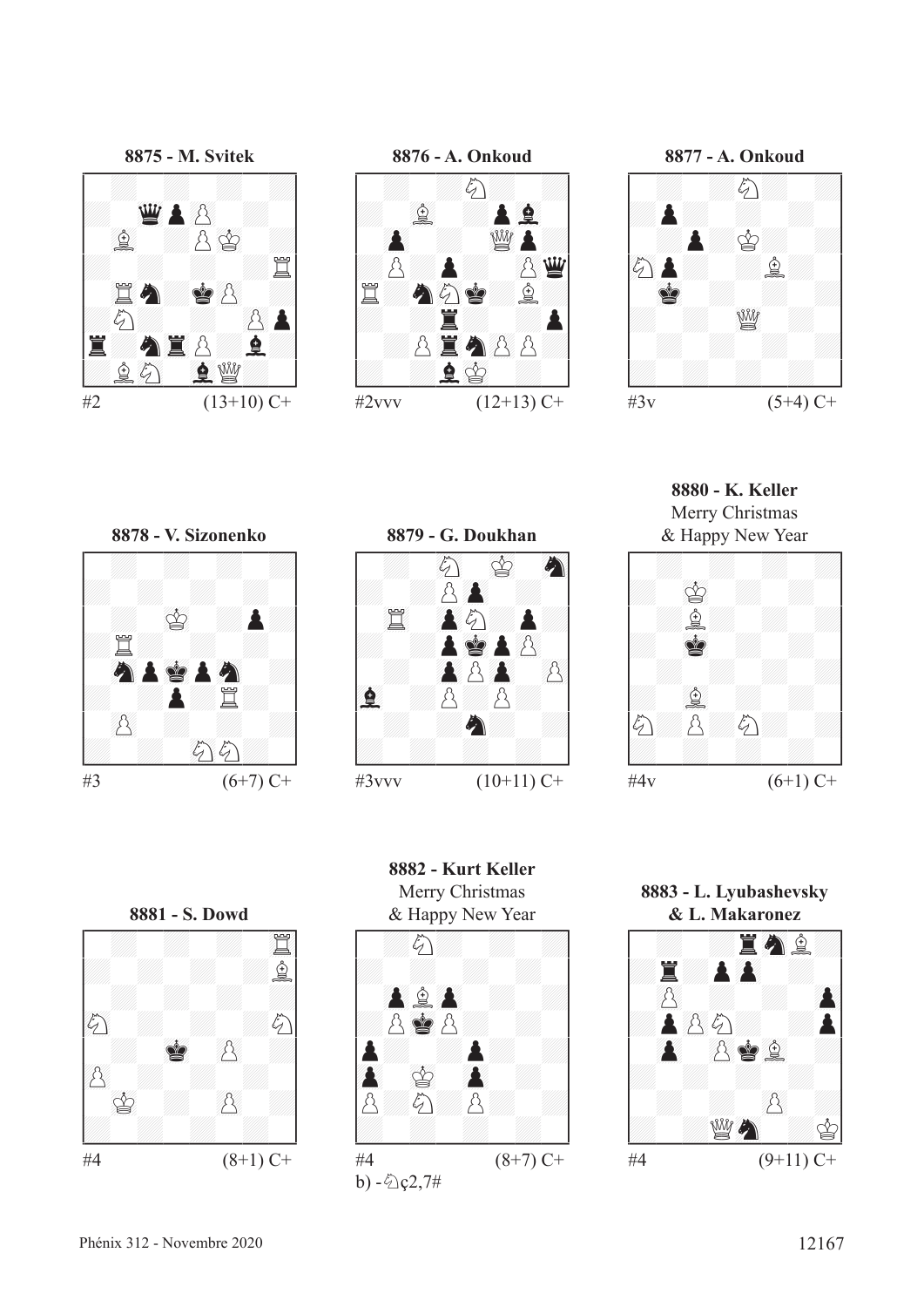**8875 - M. Svitek**

#2 (13+10) C+

**8876 - A. Onkoud**

#2vvv (12+13) C+

**8877 - A. Onkoud**

#3v (5+4) C+

**8878 - V. Sizonenko**

#3 (6+7) C+

**8879 - G. Doukhan**

#3vvv (10+11) C+

**8880 - K. Keller**
Merry Christmas
& Happy New Year

#4v (6+1) C+

**8881 - S. Dowd**

#4 (8+1) C+

**8882 - Kurt Keller**
Merry Christmas
& Happy New Year

#4 (8+7) C+
b) -♘ç2,7#

**8883 - L. Lyubashevsky & L. Makaronez**

#4 (9+11) C+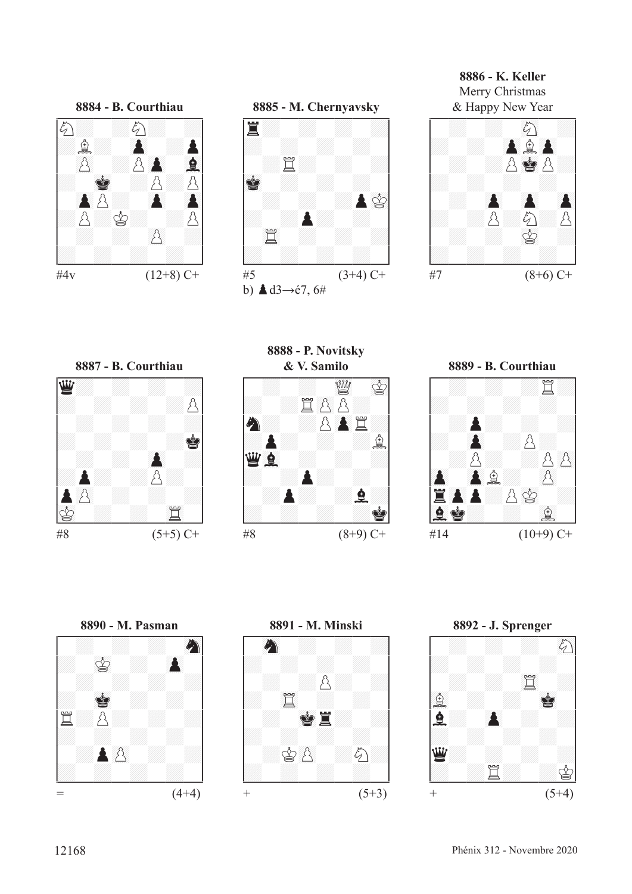**8884 - B. Courthiau**

#4v (12+8) C+

**8885 - M. Chernyavsky**

#5 (3+4) C+

b) ♟d3→é7, 6#

**8886 - K. Keller**

Merry Christmas
& Happy New Year

#7 (8+6) C+

**8887 - B. Courthiau**

#8 (5+5) C+

**8888 - P. Novitsky & V. Samilo**

#8 (8+9) C+

**8889 - B. Courthiau**

#14 (10+9) C+

**8890 - M. Pasman**

= (4+4)

**8891 - M. Minski**

\+ (5+3)

**8892 - J. Sprenger**

\+ (5+4)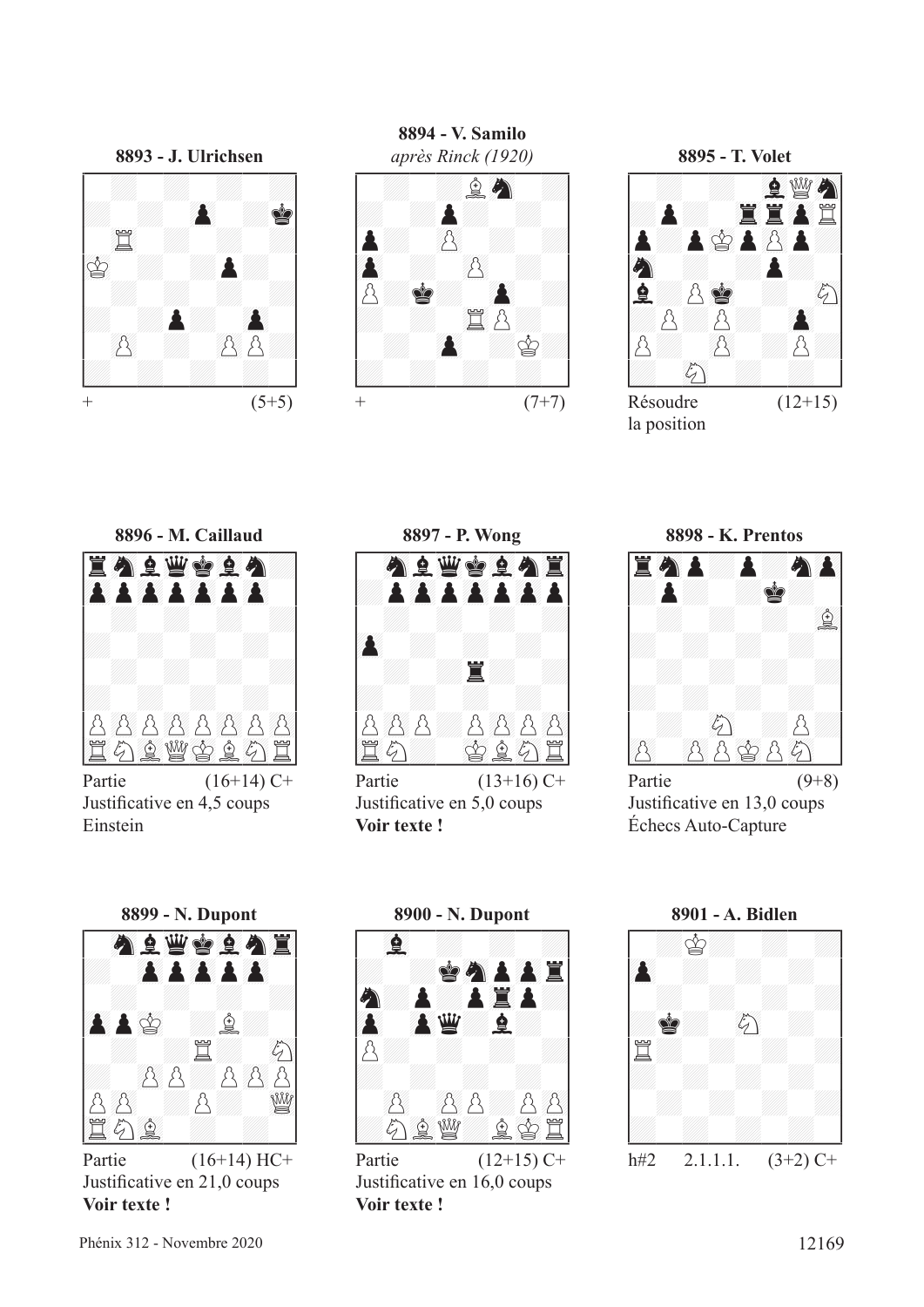**8893 - J. Ulrichsen**

\+ (5+5)

**8894 - V. Samilo**
*après Rinck (1920)*

\+ (7+7)

**8895 - T. Volet**

Résoudre la position (12+15)

**8896 - M. Caillaud**

Partie (16+14) C+
Justificative en 4,5 coups
Einstein

**8897 - P. Wong**

Partie (13+16) C+
Justificative en 5,0 coups
**Voir texte !**

**8898 - K. Prentos**

Partie (9+8)
Justificative en 13,0 coups
Échecs Auto-Capture

**8899 - N. Dupont**

Partie (16+14) HC+
Justificative en 21,0 coups
**Voir texte !**

**8900 - N. Dupont**

Partie (12+15) C+
Justificative en 16,0 coups
**Voir texte !**

**8901 - A. Bidlen**

h#2 2.1.1.1. (3+2) C+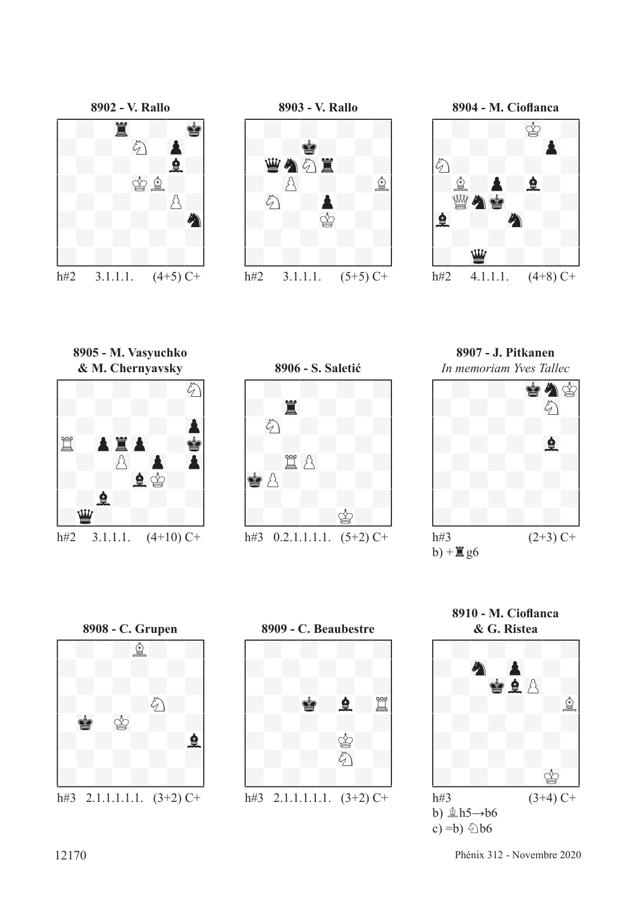**8902 - V. Rallo**

h#2 3.1.1.1. (4+5) C+

**8903 - V. Rallo**

h#2 3.1.1.1. (5+5) C+

**8904 - M. Cioflanca**

h#2 4.1.1.1. (4+8) C+

**8905 - M. Vasyuchko & M. Chernyavsky**

h#2 3.1.1.1. (4+10) C+

**8906 - S. Saletić**

h#3 0.2.1.1.1.1. (5+2) C+

**8907 - J. Pitkanen**
*In memoriam Yves Tallec*

h#3 (2+3) C+
b) + ♜g6

**8908 - C. Grupen**

h#3 2.1.1.1.1.1. (3+2) C+

**8909 - C. Beaubestre**

h#3 2.1.1.1.1.1. (3+2) C+

**8910 - M. Cioflanca & G. Ristea**

h#3 (3+4) C+
b) ♗h5→b6
c) =b) ♘b6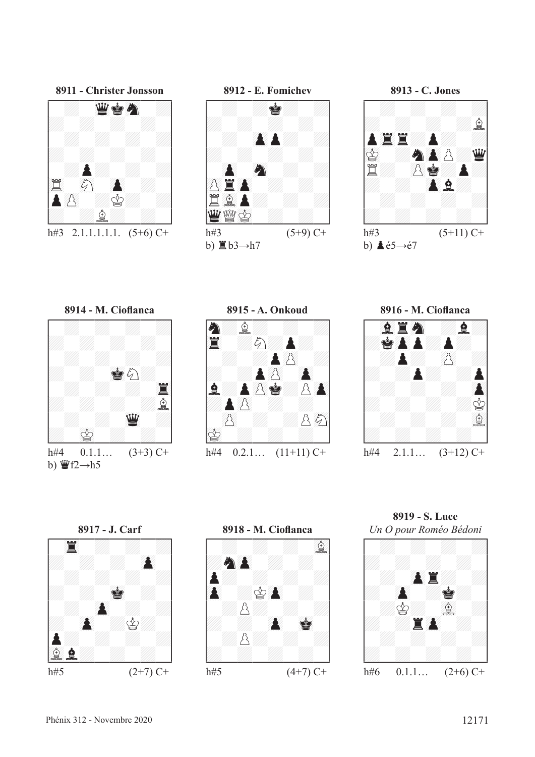**8911 - Christer Jonsson**

h#3 2.1.1.1.1.1. (5+6) C+

**8912 - E. Fomichev**

h#3 (5+9) C+

b) ♜b3→h7

**8913 - C. Jones**

h#3 (5+11) C+

b) ♟é5→é7

**8914 - M. Cioflanca**

h#4 0.1.1… (3+3) C+

b) ♛f2→h5

**8915 - A. Onkoud**

h#4 0.2.1… (11+11) C+

**8916 - M. Cioflanca**

h#4 2.1.1… (3+12) C+

**8917 - J. Carf**

h#5 (2+7) C+

**8918 - M. Cioflanca**

h#5 (4+7) C+

**8919 - S. Luce**

*Un O pour Roméo Bédoni*

h#6 0.1.1… (2+6) C+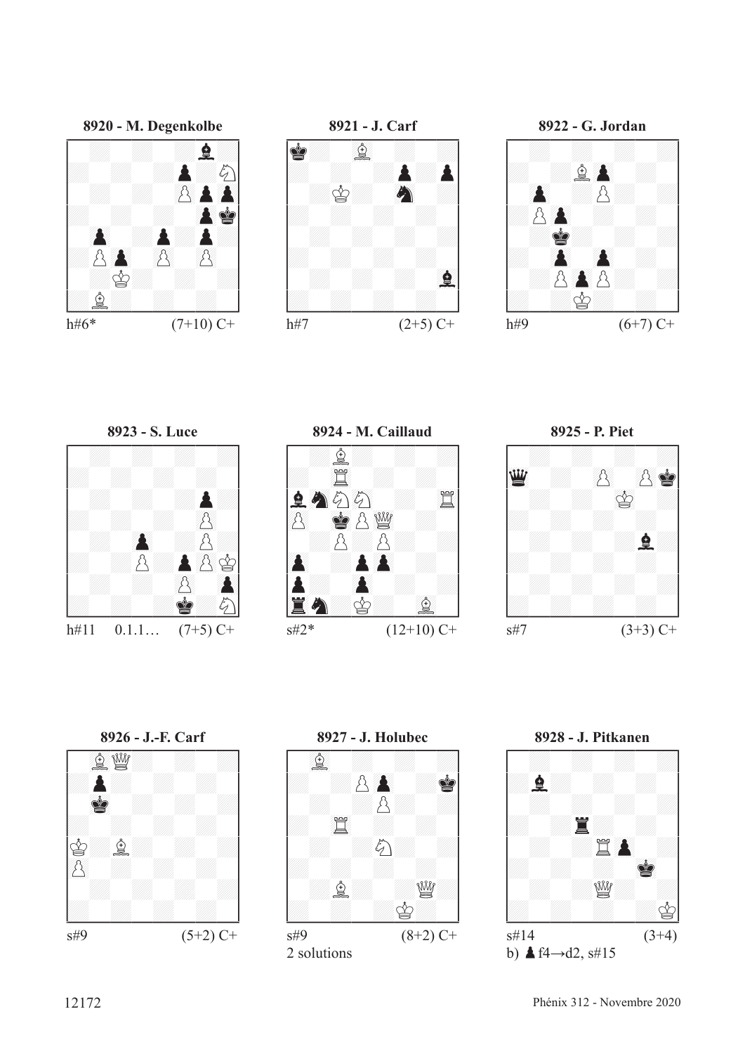**8920 - M. Degenkolbe**

h#6* (7+10) C+

**8921 - J. Carf**

h#7 (2+5) C+

**8922 - G. Jordan**

h#9 (6+7) C+

**8923 - S. Luce**

h#11 0.1.1… (7+5) C+

**8924 - M. Caillaud**

s#2* (12+10) C+

**8925 - P. Piet**

s#7 (3+3) C+

**8926 - J.-F. Carf**

s#9 (5+2) C+

**8927 - J. Holubec**

s#9 (8+2) C+

2 solutions

**8928 - J. Pitkanen**

s#14 (3+4)

b) ♟f4→d2, s#15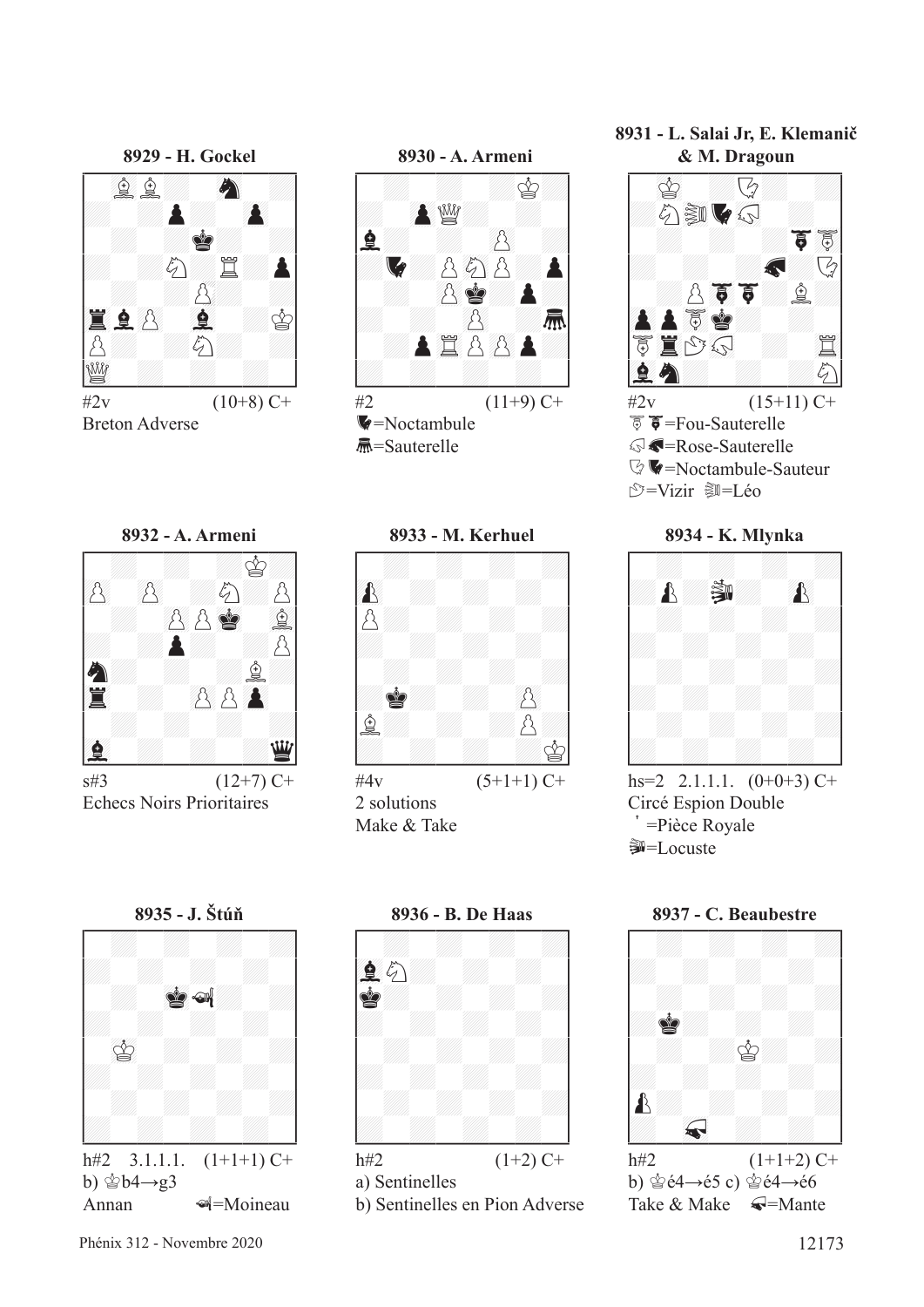**8929 - H. Gockel**

#2v (10+8) C+

Breton Adverse

**8930 - A. Armeni**

#2 (11+9) C+

=Noctambule

=Sauterelle

**8931 - L. Salai Jr, E. Klemanič & M. Dragoun**

#2v (15+11) C+

=Fou-Sauterelle

=Rose-Sauterelle

=Noctambule-Sauteur

=Vizir =Léo

**8932 - A. Armeni**

s#3 (12+7) C+

Echecs Noirs Prioritaires

**8933 - M. Kerhuel**

#4v (5+1+1) C+

2 solutions

Make & Take

**8934 - K. Mlynka**

hs=2 2.1.1.1. (0+0+3) C+

Circé Espion Double

=Pièce Royale

=Locuste

**8935 - J. Štúň**

h#2 3.1.1.1. (1+1+1) C+

b) ♔b4→g3

Annan =Moineau

**8936 - B. De Haas**

h#2 (1+2) C+

a) Sentinelles

b) Sentinelles en Pion Adverse

**8937 - C. Beaubestre**

h#2 (1+1+2) C+

b) ♔é4→é5 c) ♔é4→é6

Take & Make =Mante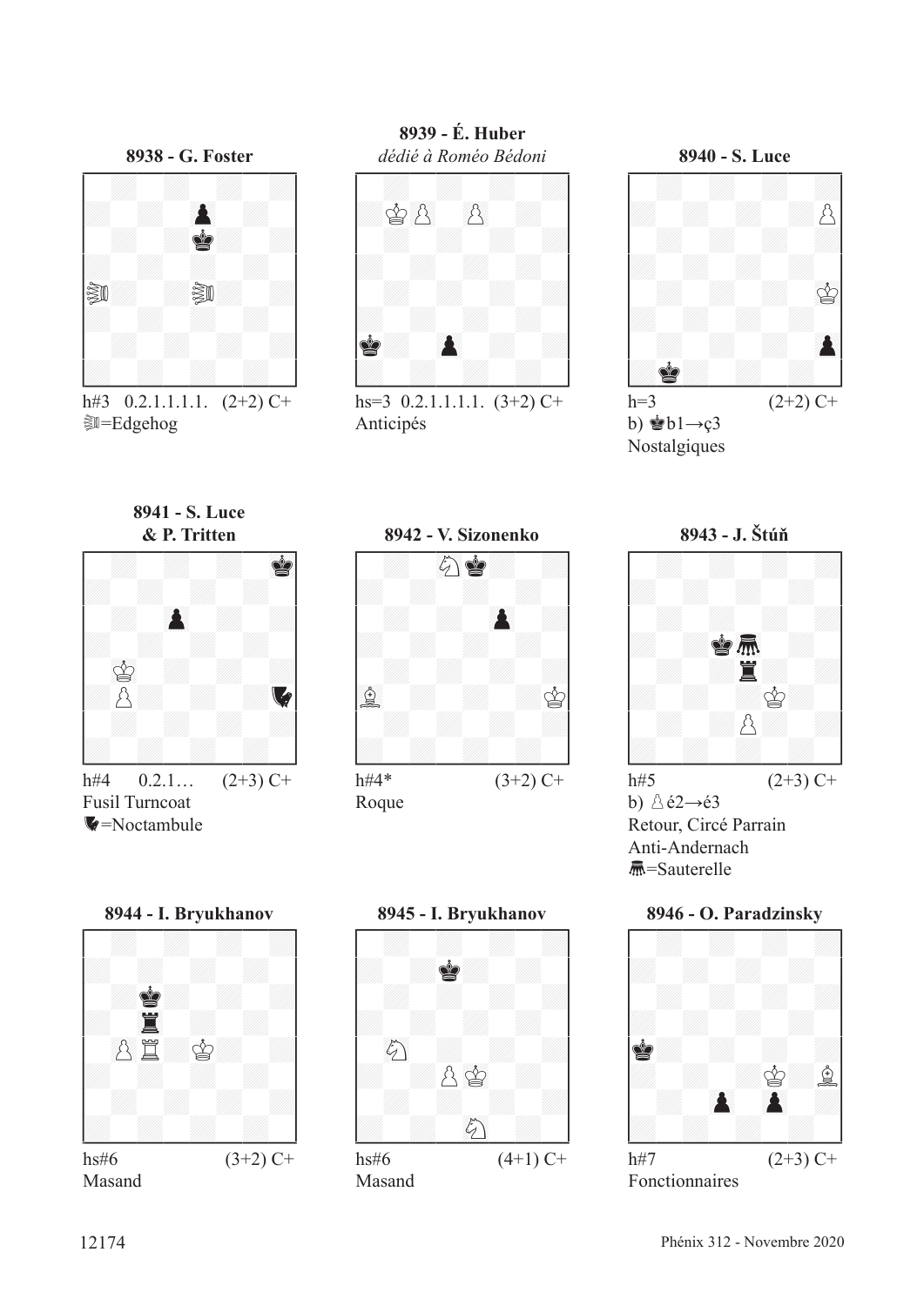**8938 - G. Foster**

h#3 0.2.1.1.1.1. (2+2) C+
=Edgehog

**8939 - É. Huber**
*dédié à Roméo Bédoni*

hs=3 0.2.1.1.1.1. (3+2) C+
Anticipés

**8940 - S. Luce**

h=3 (2+2) C+
b) ♚b1→ç3
Nostalgiques

**8941 - S. Luce & P. Tritten**

h#4 0.2.1… (2+3) C+
Fusil Turncoat
=Noctambule

**8942 - V. Sizonenko**

h#4* (3+2) C+
Roque

**8943 - J. Štúň**

h#5 (2+3) C+
b) ♙é2→é3
Retour, Circé Parrain
Anti-Andernach
=Sauterelle

**8944 - I. Bryukhanov**

hs#6 (3+2) C+
Masand

**8945 - I. Bryukhanov**

hs#6 (4+1) C+
Masand

**8946 - O. Paradzinsky**

h#7 (2+3) C+
Fonctionnaires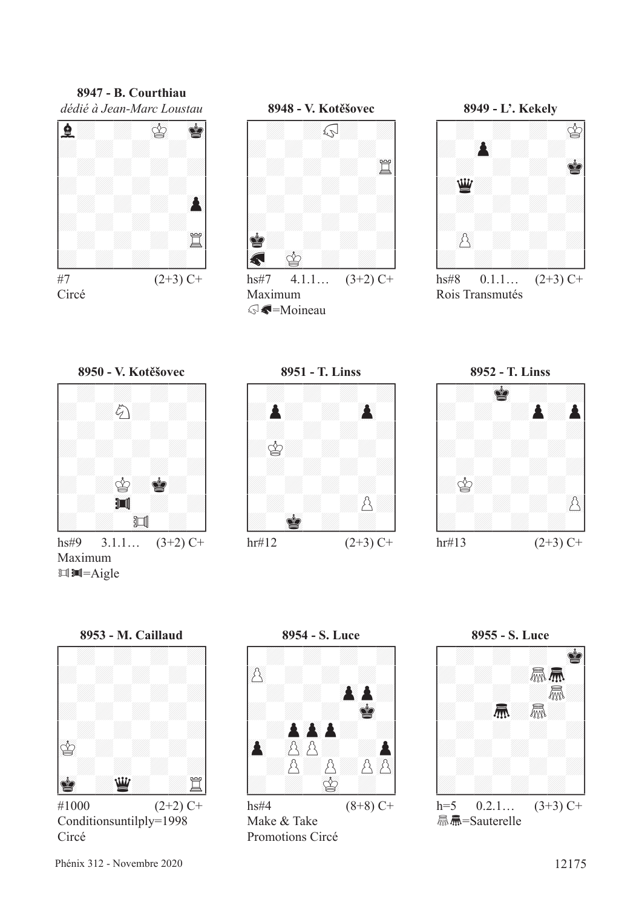**8947 - B. Courthiau**
*dédié à Jean-Marc Loustau*

#7 (2+3) C+
Circé

**8948 - V. Kotěšovec**

hs#7 4.1.1… (3+2) C+
Maximum
=Moineau

**8949 - L'. Kekely**

hs#8 0.1.1… (2+3) C+
Rois Transmutés

**8950 - V. Kotěšovec**

hs#9 3.1.1… (3+2) C+
Maximum
=Aigle

**8951 - T. Linss**

hr#12 (2+3) C+

**8952 - T. Linss**

hr#13 (2+3) C+

**8953 - M. Caillaud**

#1000 (2+2) C+
Conditionsuntilply=1998
Circé

**8954 - S. Luce**

hs#4 (8+8) C+
Make & Take
Promotions Circé

**8955 - S. Luce**

h=5 0.2.1… (3+3) C+
=Sauterelle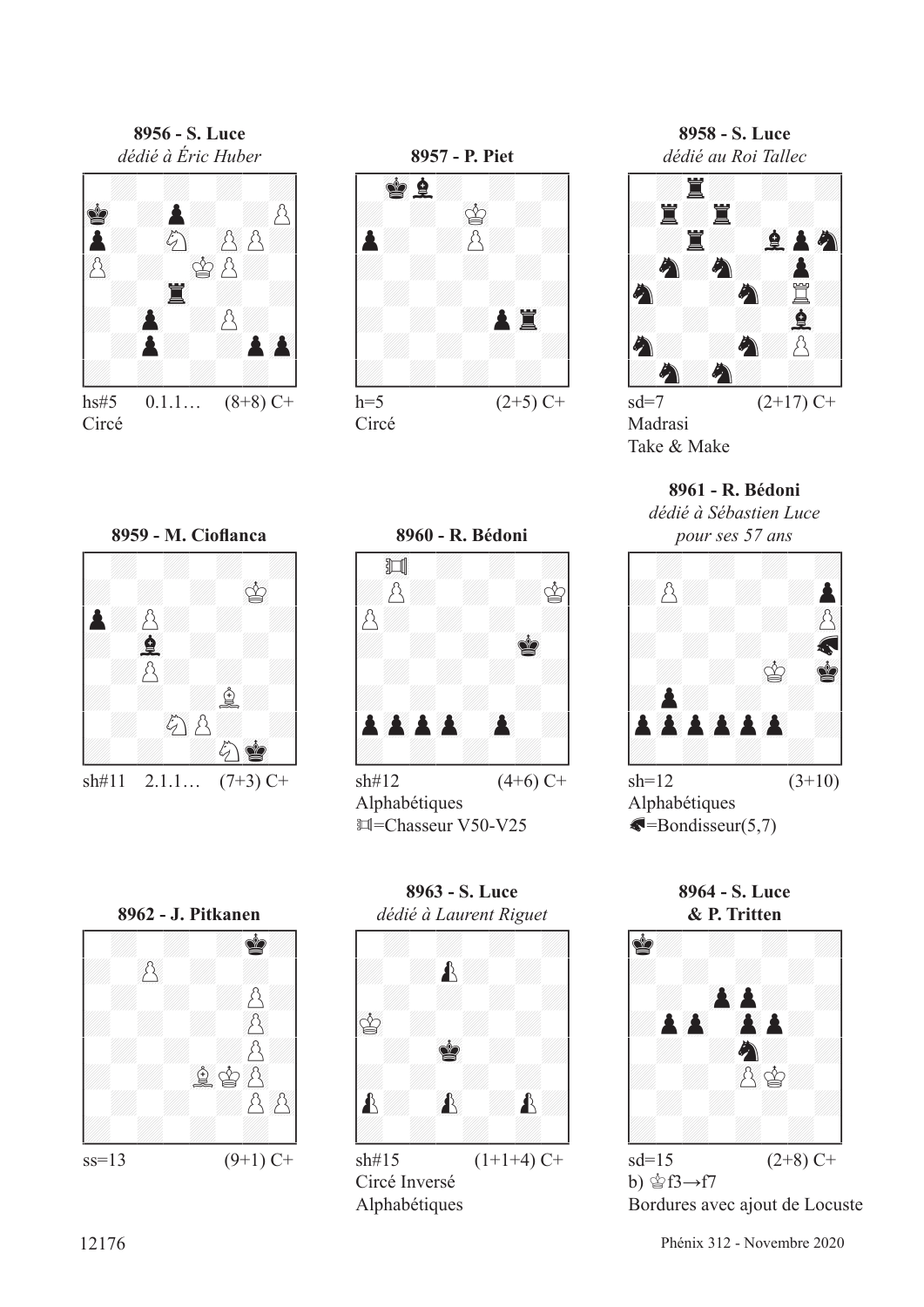**8956 - S. Luce**
*dédié à Éric Huber*

hs#5 0.1.1… (8+8) C+
Circé

**8957 - P. Piet**

h=5 (2+5) C+
Circé

**8958 - S. Luce**
*dédié au Roi Tallec*

sd=7 (2+17) C+
Madrasi
Take & Make

**8959 - M. Cioflanca**

sh#11 2.1.1… (7+3) C+

**8960 - R. Bédoni**

sh#12 (4+6) C+
Alphabétiques
♖=Chasseur V50-V25

**8961 - R. Bédoni**
*dédié à Sébastien Luce pour ses 57 ans*

sh=12 (3+10)
Alphabétiques
♞=Bondisseur(5,7)

**8962 - J. Pitkanen**

ss=13 (9+1) C+

**8963 - S. Luce**
*dédié à Laurent Riguet*

sh#15 (1+1+4) C+
Circé Inversé
Alphabétiques

**8964 - S. Luce & P. Tritten**

sd=15 (2+8) C+
b) ♔f3→f7
Bordures avec ajout de Locuste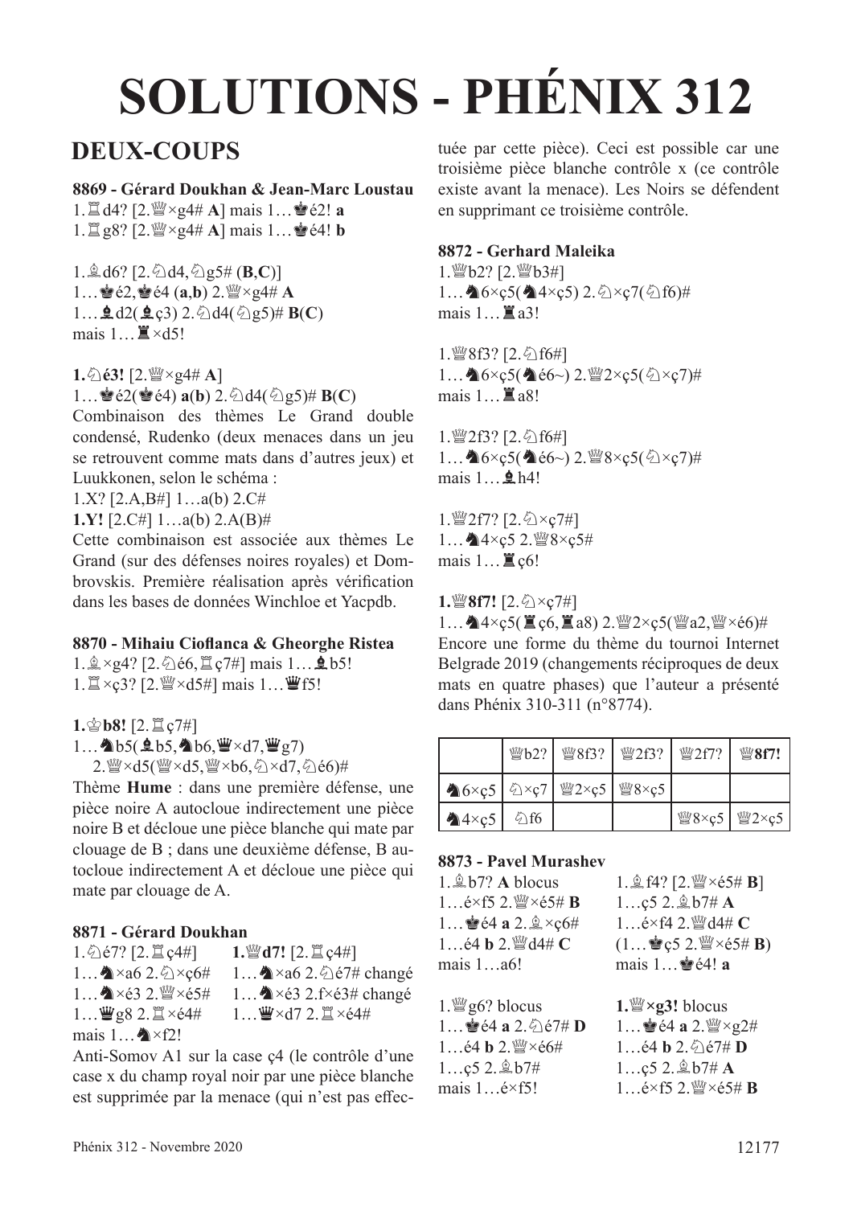# SOLUTIONS - PHÉNIX 312

## DEUX-COUPS

**8869 - Gérard Doukhan & Jean-Marc Loustau**

1.♖d4? [2.♕×g4# **A**] mais 1…♚é2! **a**
1.♖g8? [2.♕×g4# **A**] mais 1…♚é4! **b**

1.♗d6? [2.♘d4,♘g5# (**B**,**C**)]
1…♚é2,♚é4 (**a**,**b**) 2.♕×g4# **A**
1…♝d2(♝ç3) 2.♘d4(♘g5)# **B**(**C**)
mais 1…♜×d5!

**1.♘é3!** [2.♕×g4# **A**]
1…♚é2(♚é4) **a**(**b**) 2.♘d4(♘g5)# **B**(**C**)
Combinaison des thèmes Le Grand double condensé, Rudenko (deux menaces dans un jeu se retrouvent comme mats dans d'autres jeux) et Luukkonen, selon le schéma :
1.X? [2.A,B#] 1…a(b) 2.C#
**1.Y!** [2.C#] 1…a(b) 2.A(B)#
Cette combinaison est associée aux thèmes Le Grand (sur des défenses noires royales) et Dombrovskis. Première réalisation après vérification dans les bases de données Winchloe et Yacpdb.

**8870 - Mihaiu Cioflanca & Gheorghe Ristea**

1.♗×g4? [2.♘é6,♖ç7#] mais 1…♝b5!
1.♖×ç3? [2.♕×d5#] mais 1…♛f5!

**1.♔b8!** [2.♖ç7#]
1…♞b5(♝b5,♞b6,♛×d7,♛g7)
2.♕×d5(♕×d5,♕×b6,♘×d7,♘é6)#
Thème **Hume** : dans une première défense, une pièce noire A autocloue indirectement une pièce noire B et décloue une pièce blanche qui mate par clouage de B ; dans une deuxième défense, B autocloue indirectement A et décloue une pièce qui mate par clouage de A.

**8871 - Gérard Doukhan**

1.♘é7? [2.♖ç4#]
1…♞×a6 2.♘×ç6#
1…♞×é3 2.♕×é5#
1…♛g8 2.♖×é4#
mais 1…♞×f2!

**1.♕d7!** [2.♖ç4#]
1…♞×a6 2.♘é7# changé
1…♞×é3 2.f×é3# changé
1…♛×d7 2.♖×é4#

Anti-Somov A1 sur la case ç4 (le contrôle d'une case x du champ royal noir par une pièce blanche est supprimée par la menace (qui n'est pas effectuée par cette pièce). Ceci est possible car une troisième pièce blanche contrôle x (ce contrôle existe avant la menace). Les Noirs se défendent en supprimant ce troisième contrôle.

**8872 - Gerhard Maleika**

1.♕b2? [2.♕b3#]
1…♞6×ç5(♞4×ç5) 2.♘×ç7(♘f6)#
mais 1…♜a3!

1.♕8f3? [2.♘f6#]
1…♞6×ç5(♞é6~) 2.♕2×ç5(♘×ç7)#
mais 1…♜a8!

1.♕2f3? [2.♘f6#]
1…♞6×ç5(♞é6~) 2.♕8×ç5(♘×ç7)#
mais 1…♝h4!

1.♕2f7? [2.♘×ç7#]
1…♞4×ç5 2.♕8×ç5#
mais 1…♜ç6!

**1.♕8f7!** [2.♘×ç7#]
1…♞4×ç5(♜ç6,♜a8) 2.♕2×ç5(♕a2,♕×é6)#
Encore une forme du thème du tournoi Internet Belgrade 2019 (changements réciproques de deux mats en quatre phases) que l'auteur a présenté dans Phénix 310-311 (n°8774).

| | ♕b2? | ♕8f3? | ♕2f3? | ♕2f7? | **♕8f7!** |
|---|---|---|---|---|---|
| ♞6×ç5 | ♘×ç7 | ♕2×ç5 | ♕8×ç5 | | |
| ♞4×ç5 | ♘f6 | | | ♕8×ç5 | ♕2×ç5 |

**8873 - Pavel Murashev**

1.♗b7? **A** blocus
1…é×f5 2.♕×é5# **B**
1…♚é4 **a** 2.♗×ç6#
1…é4 **b** 2.♕d4# **C**
mais 1…a6!

1.♗f4? [2.♕×é5# **B**]
1…ç5 2.♗b7# **A**
1…é×f4 2.♕d4# **C**
(1…♚ç5 2.♕×é5# **B**)
mais 1…♚é4! **a**

1.♕g6? blocus
1…♚é4 **a** 2.♘é7# **D**
1…é4 **b** 2.♕×é6#
1…ç5 2.♗b7#
mais 1…é×f5!

**1.♕×g3!** blocus
1…♚é4 **a** 2.♕×g2#
1…é4 **b** 2.♘é7# **D**
1…ç5 2.♗b7# **A**
1…é×f5 2.♕×é5# **B**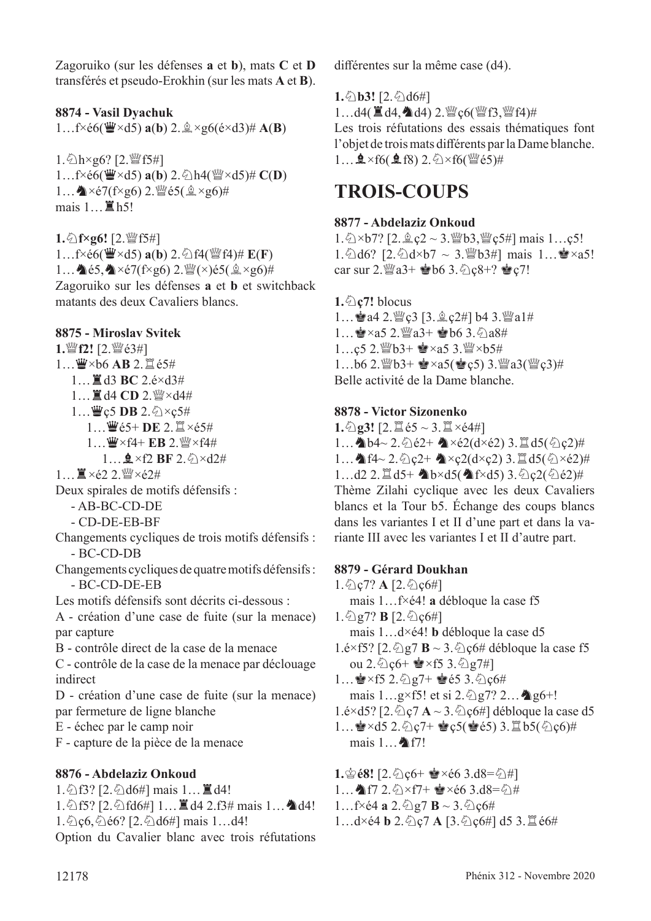Zagoruiko (sur les défenses **a** et **b**), mats **C** et **D** transférés et pseudo-Erokhin (sur les mats **A** et **B**).

**8874 - Vasil Dyachuk**

1…f×é6(♛×d5) **a**(**b**) 2.♗×g6(é×d3)# **A**(**B**)

1.♘h×g6? [2.♕f5#]
1…f×é6(♛×d5) **a**(**b**) 2.♘h4(♕×d5)# **C**(**D**)
1…♞×é7(f×g6) 2.♕é5(♗×g6)#
mais 1…♜h5!

**1.♘f×g6!** [2.♕f5#]
1…f×é6(♛×d5) **a**(**b**) 2.♘f4(♕f4)# **E**(**F**)
1…♞é5,♞×é7(f×g6) 2.♕(×)é5(♗×g6)#
Zagoruiko sur les défenses **a** et **b** et switchback matants des deux Cavaliers blancs.

**8875 - Miroslav Svitek**

**1.♕f2!** [2.♕é3#]
1…♛×b6 **AB** 2.♖é5#
1…♜d3 **BC** 2.é×d3#
1…♜d4 **CD** 2.♕×d4#
1…♛ç5 **DB** 2.♘×ç5#
1…♛é5+ **DE** 2.♖×é5#
1…♛×f4+ **EB** 2.♕×f4#
1…♝×f2 **BF** 2.♘×d2#
1…♜×é2 2.♕×é2#

Deux spirales de motifs défensifs :
- AB-BC-CD-DE
- CD-DE-EB-BF

Changements cycliques de trois motifs défensifs :
- BC-CD-DB

Changements cycliques de quatre motifs défensifs :
- BC-CD-DE-EB

Les motifs défensifs sont décrits ci-dessous :
A - création d'une case de fuite (sur la menace) par capture
B - contrôle direct de la case de la menace
C - contrôle de la case de la menace par déclouage indirect
D - création d'une case de fuite (sur la menace) par fermeture de ligne blanche
E - échec par le camp noir
F - capture de la pièce de la menace

**8876 - Abdelaziz Onkoud**

1.♘f3? [2.♘d6#] mais 1…♜d4!
1.♘f5? [2.♘fd6#] 1…♜d4 2.f3# mais 1…♞d4!
1.♘ç6,♘é6? [2.♘d6#] mais 1…d4!
Option du Cavalier blanc avec trois réfutations différentes sur la même case (d4).

**1.♘b3!** [2.♘d6#]
1…d4(♜d4,♞d4) 2.♕ç6(♕f3,♕f4)#
Les trois réfutations des essais thématiques font l'objet de trois mats différents par la Dame blanche.
1…♝×f6(♝f8) 2.♘×f6(♕é5)#

# TROIS-COUPS

**8877 - Abdelaziz Onkoud**

1.♘×b7? [2.♗ç2 ~ 3.♕b3,♕ç5#] mais 1…ç5!
1.♘d6? [2.♘d×b7 ~ 3.♕b3#] mais 1…♚×a5! car sur 2.♕a3+ ♚b6 3.♘ç8+? ♚ç7!

**1.♘ç7!** blocus
1…♚a4 2.♕ç3 [3.♗ç2#] b4 3.♕a1#
1…♚×a5 2.♕a3+ ♚b6 3.♘a8#
1…ç5 2.♕b3+ ♚×a5 3.♕×b5#
1…b6 2.♕b3+ ♚×a5(♚ç5) 3.♕a3(♕ç3)#
Belle activité de la Dame blanche.

**8878 - Victor Sizonenko**

**1.♘g3!** [2.♖é5 ~ 3.♖×é4#]
1…♞b4~ 2.♘é2+ ♞×é2(d×é2) 3.♖d5(♘ç2)#
1…♞f4~ 2.♘ç2+ ♞×ç2(d×ç2) 3.♖d5(♘×é2)#
1…d2 2.♖d5+ ♞b×d5(♞f×d5) 3.♘ç2(♘é2)#
Thème Zilahi cyclique avec les deux Cavaliers blancs et la Tour b5. Échange des coups blancs dans les variantes I et II d'une part et dans la variante III avec les variantes I et II d'autre part.

**8879 - Gérard Doukhan**

1.♘ç7? **A** [2.♘ç6#]
mais 1…f×é4! **a** débloque la case f5
1.♘g7? **B** [2.♘ç6#]
mais 1…d×é4! **b** débloque la case d5
1.é×f5? [2.♘g7 **B** ~ 3.♘ç6# débloque la case f5 ou 2.♘ç6+ ♚×f5 3.♘g7#]
1…♚×f5 2.♘g7+ ♚é5 3.♘ç6#
mais 1…g×f5! et si 2.♘g7? 2…♞g6+!
1.é×d5? [2.♘ç7 **A** ~ 3.♘ç6#] débloque la case d5
1…♚×d5 2.♘ç7+ ♚ç5(♚é5) 3.♖b5(♘ç6)#
mais 1…♞f7!

**1.♔é8!** [2.♘ç6+ ♚×é6 3.d8=♘#]
1…♞f7 2.♘×f7+ ♚×é6 3.d8=♘#
1…f×é4 **a** 2.♘g7 **B** ~ 3.♘ç6#
1…d×é4 **b** 2.♘ç7 **A** [3.♘ç6#] d5 3.♖é6#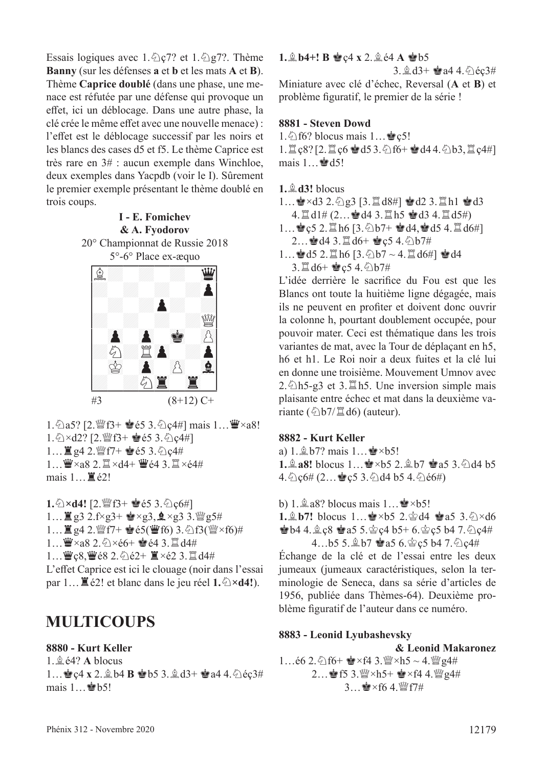Essais logiques avec 1.♘ç7? et 1.♘g7?. Thème **Banny** (sur les défenses **a** et **b** et les mats **A** et **B**). Thème **Caprice doublé** (dans une phase, une menace est réfutée par une défense qui provoque un effet, ici un déblocage. Dans une autre phase, la clé crée le même effet avec une nouvelle menace) : l'effet est le déblocage successif par les noirs et les blancs des cases d5 et f5. Le thème Caprice est très rare en 3# : aucun exemple dans Winchloe, deux exemples dans Yacpdb (voir le I). Sûrement le premier exemple présentant le thème doublé en trois coups.

**I - E. Fomichev**
**& A. Fyodorov**
20° Championnat de Russie 2018
5°-6° Place ex-æquo

#3 (8+12) C+

1.♘a5? [2.♕f3+ ♚é5 3.♘ç4#] mais 1…♛×a8!
1.♘×d2? [2.♕f3+ ♚é5 3.♘ç4#]
1…♜g4 2.♕f7+ ♚é5 3.♘ç4#
1…♛×a8 2.♖×d4+ ♛é4 3.♖×é4#
mais 1…♜é2!

**1.♘×d4!** [2.♕f3+ ♚é5 3.♘ç6#]
1…♜g3 2.f×g3+ ♚×g3,♝×g3 3.♕g5#
1…♜g4 2.♕f7+ ♚é5(♛f6) 3.♘f3(♕×f6)#
1…♛×a8 2.♘×é6+ ♚é4 3.♖d4#
1…♛ç8,♛é8 2.♘é2+ ♜×é2 3.♖d4#
L'effet Caprice est ici le clouage (noir dans l'essai par 1…♜é2! et blanc dans le jeu réel **1.♘×d4!**).

# MULTICOUPS

**8880 - Kurt Keller**
1.♗é4? **A** blocus
1…♚ç4 **x** 2.♗b4 **B** ♚b5 3.♗d3+ ♚a4 4.♘éç3#
mais 1…♚b5!

**1.♗b4+! B** ♚ç4 **x** 2.♗é4 **A** ♚b5
3.♗d3+ ♚a4 4.♘éç3#
Miniature avec clé d'échec, Reversal (**A** et **B**) et problème figuratif, le premier de la série !

**8881 - Steven Dowd**
1.♘f6? blocus mais 1…♚ç5!
1.♖ç8? [2.♖ç6 ♚d5 3.♘f6+ ♚d4 4.♘b3,♖ç4#] mais 1…♚d5!

**1.♗d3!** blocus
1…♚×d3 2.♘g3 [3.♖d8#] ♚d2 3.♖h1 ♚d3 4.♖d1# (2…♚d4 3.♖h5 ♚d3 4.♖d5#)
1…♚ç5 2.♖h6 [3.♘b7+ ♚d4,♚d5 4.♖d6#] 2…♚d4 3.♖d6+ ♚ç5 4.♘b7#
1…♚d5 2.♖h6 [3.♘b7 ~ 4.♖d6#] ♚d4 3.♖d6+ ♚ç5 4.♘b7#
L'idée derrière le sacrifice du Fou est que les Blancs ont toute la huitième ligne dégagée, mais ils ne peuvent en profiter et doivent donc ouvrir la colonne h, pourtant doublement occupée, pour pouvoir mater. Ceci est thématique dans les trois variantes de mat, avec la Tour de déplaçant en h5, h6 et h1. Le Roi noir a deux fuites et la clé lui en donne une troisième. Mouvement Umnov avec 2.♘h5-g3 et 3.♖h5. Une inversion simple mais plaisante entre échec et mat dans la deuxième variante (♘b7/♖d6) (auteur).

**8882 - Kurt Keller**
a) 1.♗b7? mais 1…♚×b5!
**1.♗a8!** blocus 1…♚×b5 2.♗b7 ♚a5 3.♘d4 b5 4.♘ç6# (2…♚ç5 3.♘d4 b5 4.♘é6#)

b) 1.♗a8? blocus mais 1…♚×b5!
**1.♗b7!** blocus 1…♚×b5 2.♔d4 ♚a5 3.♘×d6 ♚b4 4.♗ç8 ♚a5 5.♔ç4 b5+ 6.♔ç5 b4 7.♘ç4#
4…b5 5.♗b7 ♚a5 6.♔ç5 b4 7.♘ç4#
Échange de la clé et de l'essai entre les deux jumeaux (jumeaux caractéristiques, selon la terminologie de Seneca, dans sa série d'articles de 1956, publiée dans Thèmes-64). Deuxième problème figuratif de l'auteur dans ce numéro.

**8883 - Leonid Lyubashevsky**
**& Leonid Makaronez**
1…é6 2.♘f6+ ♚×f4 3.♕×h5 ~ 4.♕g4#
2…♚f5 3.♕×h5+ ♚×f4 4.♕g4#
3…♚×f6 4.♕f7#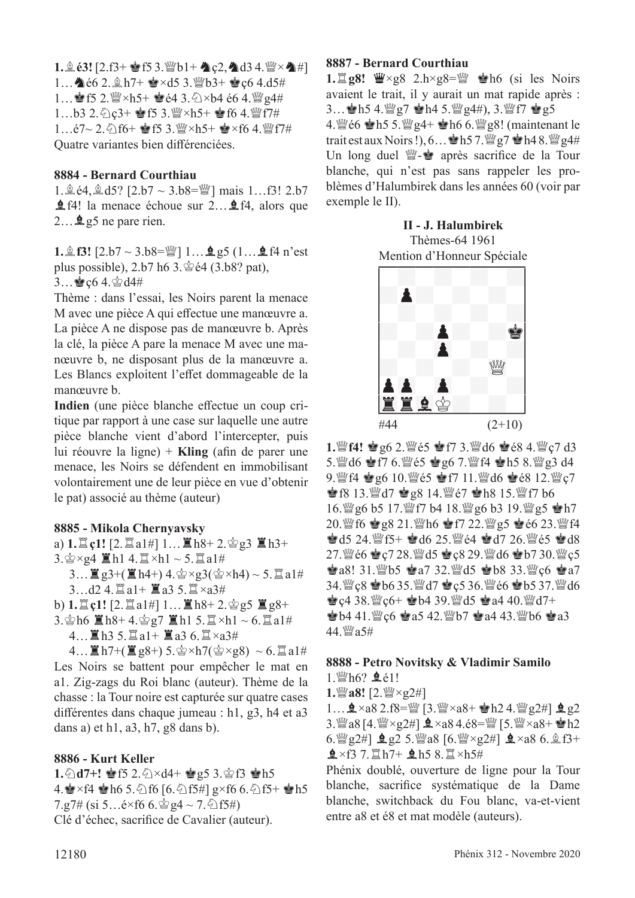**1.♗é3!** [2.f3+ ♚f5 3.♕b1+ ♞ç2,♞d3 4.♕×♞#]
1…♞é6 2.♗h7+ ♚×d5 3.♕b3+ ♚ç6 4.d5#
1…♚f5 2.♕×h5+ ♚é4 3.♘×b4 é6 4.♕g4#
1…b3 2.♘ç3+ ♚f5 3.♕×h5+ ♚f6 4.♕f7#
1…é7~ 2.♘f6+ ♚f5 3.♕×h5+ ♚×f6 4.♕f7#
Quatre variantes bien différenciées.

### 8884 - Bernard Courthiau

1.♗é4,♗d5? [2.b7 ~ 3.b8=♕] mais 1…f3! 2.b7 ♝f4! la menace échoue sur 2…♝f4, alors que 2…♝g5 ne pare rien.

**1.♗f3!** [2.b7 ~ 3.b8=♕] 1…♝g5 (1…♝f4 n'est plus possible), 2.b7 h6 3.♔é4 (3.b8? pat), 3…♚ç6 4.♔d4#

Thème : dans l'essai, les Noirs parent la menace M avec une pièce A qui effectue une manœuvre a. La pièce A ne dispose pas de manœuvre b. Après la clé, la pièce A pare la menace M avec une manœuvre b, ne disposant plus de la manœuvre a. Les Blancs exploitent l'effet dommageable de la manœuvre b.

**Indien** (une pièce blanche effectue un coup critique par rapport à une case sur laquelle une autre pièce blanche vient d'abord l'intercepter, puis lui réouvre la ligne) + **Kling** (afin de parer une menace, les Noirs se défendent en immobilisant volontairement une de leur pièce en vue d'obtenir le pat) associé au thème (auteur)

### 8885 - Mikola Chernyavsky

a) **1.♖ç1!** [2.♖a1#] 1…♜h8+ 2.♔g3 ♜h3+ 3.♔×g4 ♜h1 4.♖×h1 ~ 5.♖a1#
3…♜g3+(♜h4+) 4.♔×g3(♔×h4) ~ 5.♖a1#
3…d2 4.♖a1+ ♜a3 5.♖×a3#
b) **1.♖ç1!** [2.♖a1#] 1…♜h8+ 2.♔g5 ♜g8+ 3.♔h6 ♜h8+ 4.♔g7 ♜h1 5.♖×h1 ~ 6.♖a1#
4…♜h3 5.♖a1+ ♜a3 6.♖×a3#
4…♜h7+(♜g8+) 5.♔×h7(♔×g8) ~ 6.♖a1#
Les Noirs se battent pour empêcher le mat en a1. Zig-zags du Roi blanc (auteur). Thème de la chasse : la Tour noire est capturée sur quatre cases différentes dans chaque jumeau : h1, g3, h4 et a3 dans a) et h1, a3, h7, g8 dans b).

### 8886 - Kurt Keller

**1.♘d7+!** ♚f5 2.♘×d4+ ♚g5 3.♔f3 ♚h5 4.♚×f4 ♚h6 5.♘f6 [6.♘f5#] g×f6 6.♘f5+ ♚h5 7.g7# (si 5…é×f6 6.♔g4 ~ 7.♘f5#)
Clé d'échec, sacrifice de Cavalier (auteur).

### 8887 - Bernard Courthiau

**1.♖g8!** ♛×g8 2.h×g8=♕ ♚h6 (si les Noirs avaient le trait, il y aurait un mat rapide après : 3…♚h5 4.♕g7 ♚h4 5.♕g4#), 3.♕f7 ♚g5 4.♕é6 ♚h5 5.♕g4+ ♚h6 6.♕g8! (maintenant le trait est aux Noirs !), 6…♚h5 7.♕g7 ♚h4 8.♕g4#
Un long duel ♕-♚ après sacrifice de la Tour blanche, qui n'est pas sans rappeler les problèmes d'Halumbirek dans les années 60 (voir par exemple le II).

**II - J. Halumbirek**
Thèmes-64 1961
Mention d'Honneur Spéciale

#44 (2+10)

**1.♕f4!** ♚g6 2.♕é5 ♚f7 3.♕d6 ♚é8 4.♕ç7 d3 5.♕d6 ♚f7 6.♕é5 ♚g6 7.♕f4 ♚h5 8.♕g3 d4 9.♕f4 ♚g6 10.♕é5 ♚f7 11.♕d6 ♚é8 12.♕ç7 ♚f8 13.♕d7 ♚g8 14.♕é7 ♚h8 15.♕f7 b6 16.♕g6 b5 17.♕f7 b4 18.♕g6 b3 19.♕g5 ♚h7 20.♕f6 ♚g8 21.♕h6 ♚f7 22.♕g5 ♚é6 23.♕f4 ♚d5 24.♕f5+ ♚d6 25.♕é4 ♚d7 26.♕é5 ♚d8 27.♕é6 ♚ç7 28.♕d5 ♚ç8 29.♕d6 ♚b7 30.♕ç5 ♚a8! 31.♕b5 ♚a7 32.♕d5 ♚b8 33.♕ç6 ♚a7 34.♕ç8 ♚b6 35.♕d7 ♚ç5 36.♕é6 ♚b5 37.♕d6 ♚ç4 38.♕ç6+ ♚b4 39.♕d5 ♚a4 40.♕d7+ ♚b4 41.♕ç6 ♚a5 42.♕b7 ♚a4 43.♕b6 ♚a3 44.♕a5#

### 8888 - Petro Novitsky & Vladimir Samilo

1.♕h6? ♝é1!
**1.♕a8!** [2.♕×g2#]
1…♝×a8 2.f8=♕ [3.♕×a8+ ♚h2 4.♕g2#] ♝g2 3.♕a8 [4.♕×g2#] ♝×a8 4.é8=♕ [5.♕×a8+ ♚h2 6.♕g2#] ♝g2 5.♕a8 [6.♕×g2#] ♝×a8 6.♗f3+ ♝×f3 7.♖h7+ ♝h5 8.♖×h5#
Phénix doublé, ouverture de ligne pour la Tour blanche, sacrifice systématique de la Dame blanche, switchback du Fou blanc, va-et-vient entre a8 et é8 et mat modèle (auteurs).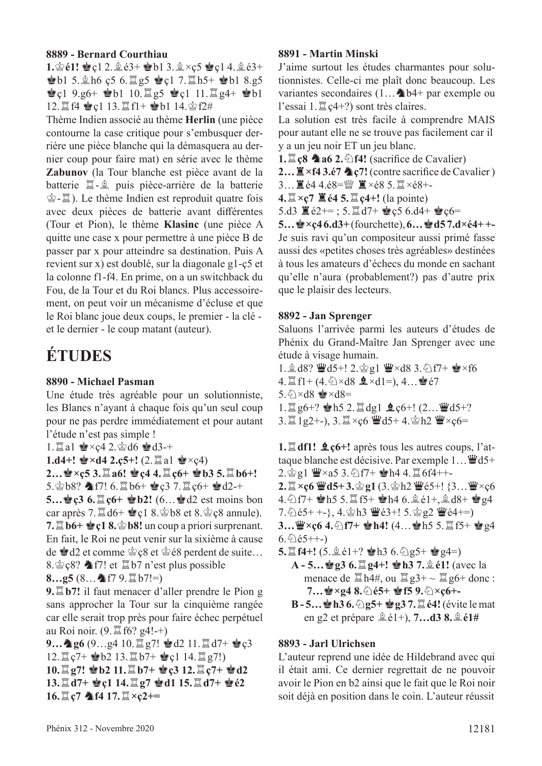**8889 - Bernard Courthiau**

**1.♔é1!** ♚ç1 2.♗é3+ ♚b1 3.♗×ç5 ♚ç1 4.♗é3+ ♚b1 5.♗h6 ç5 6.♖g5 ♚ç1 7.♖h5+ ♚b1 8.g5 ♚ç1 9.g6+ ♚b1 10.♖g5 ♚ç1 11.♖g4+ ♚b1 12.♖f4 ♚ç1 13.♖f1+ ♚b1 14.♔f2#

Thème Indien associé au thème **Herlin** (une pièce contourne la case critique pour s'embusquer derrière une pièce blanche qui la démasquera au dernier coup pour faire mat) en série avec le thème **Zabunov** (la Tour blanche est pièce avant de la batterie ♖-♗ puis pièce-arrière de la batterie ♔-♖). Le thème Indien est reproduit quatre fois avec deux pièces de batterie avant différentes (Tour et Pion), le thème **Klasinc** (une pièce A quitte une case x pour permettre à une pièce B de passer par x pour atteindre sa destination. Puis A revient sur x) est doublé, sur la diagonale g1-ç5 et la colonne f1-f4. En prime, on a un switchback du Fou, de la Tour et du Roi blancs. Plus accessoirement, on peut voir un mécanisme d'écluse et que le Roi blanc joue deux coups, le premier - la clé - et le dernier - le coup matant (auteur).

# ÉTUDES

**8890 - Michael Pasman**

Une étude très agréable pour un solutionniste, les Blancs n'ayant à chaque fois qu'un seul coup pour ne pas perdre immédiatement et pour autant l'étude n'est pas simple !

1.♖a1 ♚×ç4 2.♔d6 ♚d3-+

**1.d4+! ♚×d4 2.ç5+!** (2.♖a1 ♚×ç4)

**2…♚×ç5 3.♖a6! ♚ç4 4.♖ç6+ ♚b3 5.♖b6+!** 5.♔b8? ♞f7! 6.♖b6+ ♚ç3 7.♖ç6+ ♚d2-+

**5…♚ç3 6.♖ç6+ ♚b2!** (6…♚d2 est moins bon car après 7.♖d6+ ♚ç1 8.♔b8 et 8.♔ç8 annule).

**7.♖b6+ ♚ç1 8.♔b8!** un coup a priori surprenant. En fait, le Roi ne peut venir sur la sixième à cause de ♚d2 et comme ♔ç8 et ♔é8 perdent de suite… 8.♔ç8? ♞f7! et ♖b7 n'est plus possible

**8…g5** (8…♞f7 9.♖b7!=)

**9.♖b7!** il faut menacer d'aller prendre le Pion g sans approcher la Tour sur la cinquième rangée car elle serait trop près pour faire échec perpétuel au Roi noir. (9.♖f6? g4!-+)

**9…♞g6** (9…g4 10.♖g7! ♚d2 11.♖d7+ ♚ç3 12.♖ç7+ ♚b2 13.♖b7+ ♚ç1 14.♖g7!)

**10.♖g7! ♚b2 11.♖b7+ ♚ç3 12.♖ç7+ ♚d2 13.♖d7+ ♚ç1 14.♖g7 ♚d1 15.♖d7+ ♚é2 16.♖ç7 ♞f4 17.♖×ç2+=**

**8891 - Martin Minski**

J'aime surtout les études charmantes pour solutionnistes. Celle-ci me plaît donc beaucoup. Les variantes secondaires (1…♞b4+ par exemple ou l'essai 1.♖ç4+?) sont très claires.

La solution est très facile à comprendre MAIS pour autant elle ne se trouve pas facilement car il y a un jeu noir ET un jeu blanc.

**1.♖ç8 ♞a6 2.♘f4!** (sacrifice de Cavalier)

**2…♜×f4 3.é7 ♞ç7!** (contre sacrifice de Cavalier)

3…♜é4 4.é8=♕ ♜×é8 5.♖×é8+-

**4.♖×ç7 ♜é4 5.♖ç4+!** (la pointe)

5.d3 ♜é2+= ; 5.♖d7+ ♚ç5 6.d4+ ♚ç6=

**5…♚×ç4 6.d3+** (fourchette), **6…♚d5 7.d×é4++-**

Je suis ravi qu'un compositeur aussi primé fasse aussi des «petites choses très agréables» destinées à tous les amateurs d'échecs du monde en sachant qu'elle n'aura (probablement?) pas d'autre prix que le plaisir des lecteurs.

**8892 - Jan Sprenger**

Saluons l'arrivée parmi les auteurs d'études de Phénix du Grand-Maître Jan Sprenger avec une étude à visage humain.

1.♗d8? ♛d5+! 2.♔g1 ♛×d8 3.♘f7+ ♚×f6 4.♖f1+ (4.♘×d8 ♝×d1=), 4…♚é7 5.♘×d8 ♚×d8=

1.♖g6+? ♚h5 2.♖dg1 ♝ç6+! (2…♛d5+? 3.♖1g2+-), 3.♖×ç6 ♛d5+ 4.♔h2 ♛×ç6=

**1.♖df1! ♝ç6+!** après tous les autres coups, l'attaque blanche est décisive. Par exemple 1…♛d5+ 2.♔g1 ♛×a5 3.♘f7+ ♚h4 4.♖6f4++-

**2.♖×ç6 ♛d5+ 3.♔g1** (3.♔h2 ♛é5+! {3…♛×ç6 4.♘f7+ ♚h5 5.♖f5+ ♚h4 6.♗é1+,♗d8+ ♚g4 7.♘é5+ +-}, 4.♔h3 ♛é3+! 5.♔g2 ♛é4+=)

**3…♛×ç6 4.♘f7+ ♚h4!** (4…♚h5 5.♖f5+ ♚g4 6.♘é5++-)

**5.♖f4+!** (5.♗é1+? ♚h3 6.♘g5+ ♚g4=)

**A - 5…♚g3 6.♖g4+! ♚h3 7.♗é1!** (avec la menace de ♖h4#, ou ♖g3+ ~ ♖g6+ donc : **7…♚×g4 8.♘é5+ ♚f5 9.♘×ç6+-**

**B - 5…♚h3 6.♘g5+ ♚g3 7.♖é4!** (évite le mat en g2 et prépare ♗é1+), **7…d3 8.♗é1#**

**8893 - Jarl Ulrichsen**

L'auteur reprend une idée de Hildebrand avec qui il était ami. Ce dernier regrettait de ne pouvoir avoir le Pion en b2 ainsi que le fait que le Roi noir soit déjà en position dans le coin. L'auteur réussit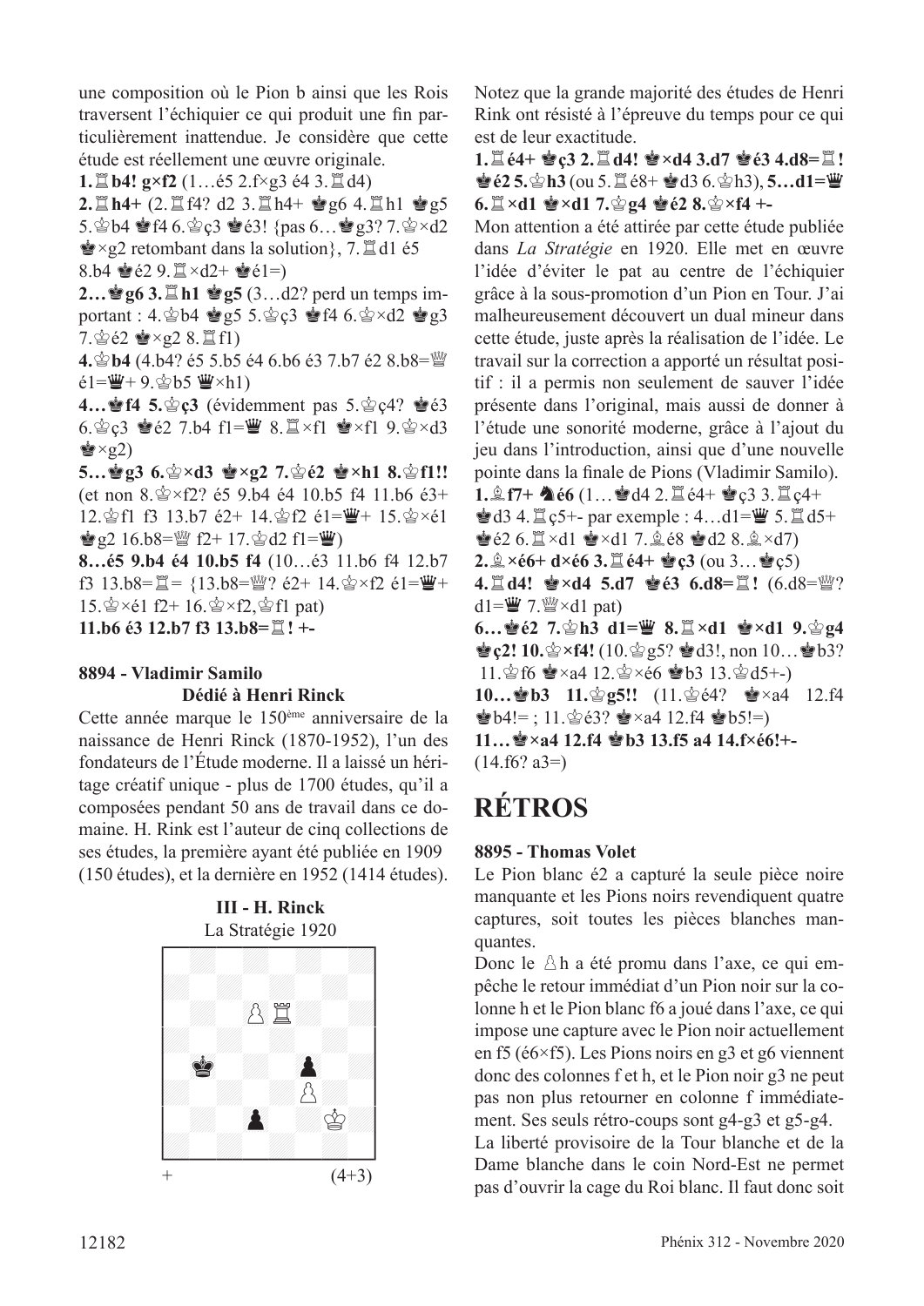une composition où le Pion b ainsi que les Rois traversent l'échiquier ce qui produit une fin particulièrement inattendue. Je considère que cette étude est réellement une œuvre originale.

**1.♖b4! g×f2** (1…é5 2.f×g3 é4 3.♖d4)

**2.♖h4+** (2.♖f4? d2 3.♖h4+ ♚g6 4.♖h1 ♚g5 5.♔b4 ♚f4 6.♔ç3 ♚é3! {pas 6…♚g3? 7.♔×d2 ♚×g2 retombant dans la solution}, 7.♖d1 é5 8.b4 ♚é2 9.♖×d2+ ♚é1=)

**2…♚g6 3.♖h1 ♚g5** (3…d2? perd un temps important : 4.♔b4 ♚g5 5.♔ç3 ♚f4 6.♔×d2 ♚g3 7.♔é2 ♚×g2 8.♖f1)

**4.♔b4** (4.b4? é5 5.b5 é4 6.b6 é3 7.b7 é2 8.b8=♕ é1=♛+ 9.♔b5 ♛×h1)

**4…♚f4 5.♔ç3** (évidemment pas 5.♔ç4? ♚é3 6.♔ç3 ♚é2 7.b4 f1=♛ 8.♖×f1 ♚×f1 9.♔×d3 ♚×g2)

**5…♚g3 6.♔×d3 ♚×g2 7.♔é2 ♚×h1 8.♔f1!!** (et non 8.♔×f2? é5 9.b4 é4 10.b5 f4 11.b6 é3+ 12.♔f1 f3 13.b7 é2+ 14.♔f2 é1=♛+ 15.♔×é1 ♚g2 16.b8=♕ f2+ 17.♔d2 f1=♛)

**8…é5 9.b4 é4 10.b5 f4** (10…é3 11.b6 f4 12.b7 f3 13.b8=♖= {13.b8=♕? é2+ 14.♔×f2 é1=♛+ 15.♔×é1 f2+ 16.♔×f2,♔f1 pat)

**11.b6 é3 12.b7 f3 13.b8=♖! +-**

**8894 - Vladimir Samilo**
**Dédié à Henri Rinck**

Cette année marque le 150ème anniversaire de la naissance de Henri Rinck (1870-1952), l'un des fondateurs de l'Étude moderne. Il a laissé un héritage créatif unique - plus de 1700 études, qu'il a composées pendant 50 ans de travail dans ce domaine. H. Rink est l'auteur de cinq collections de ses études, la première ayant été publiée en 1909 (150 études), et la dernière en 1952 (1414 études).

**III - H. Rinck**
La Stratégie 1920

+ (4+3)

Notez que la grande majorité des études de Henri Rink ont résisté à l'épreuve du temps pour ce qui est de leur exactitude.

**1.♖é4+ ♚ç3 2.♖d4! ♚×d4 3.d7 ♚é3 4.d8=♖! ♚é2 5.♔h3** (ou 5.♖é8+ ♚d3 6.♔h3), **5…d1=♛ 6.♖×d1 ♚×d1 7.♔g4 ♚é2 8.♔×f4 +-**

Mon attention a été attirée par cette étude publiée dans *La Stratégie* en 1920. Elle met en œuvre l'idée d'éviter le pat au centre de l'échiquier grâce à la sous-promotion d'un Pion en Tour. J'ai malheureusement découvert un dual mineur dans cette étude, juste après la réalisation de l'idée. Le travail sur la correction a apporté un résultat positif : il a permis non seulement de sauver l'idée présente dans l'original, mais aussi de donner à l'étude une sonorité moderne, grâce à l'ajout du jeu dans l'introduction, ainsi que d'une nouvelle pointe dans la finale de Pions (Vladimir Samilo).

**1.♗f7+ ♞é6** (1…♚d4 2.♖é4+ ♚ç3 3.♖ç4+ ♚d3 4.♖ç5+- par exemple : 4…d1=♛ 5.♖d5+ ♚é2 6.♖×d1 ♚×d1 7.♗é8 ♚d2 8.♗×d7)

**2.♗×é6+ d×é6 3.♖é4+ ♚ç3** (ou 3…♚ç5)

**4.♖d4! ♚×d4 5.d7 ♚é3 6.d8=♖!** (6.d8=♕? d1=♛ 7.♕×d1 pat)

**6…♚é2 7.♔h3 d1=♛ 8.♖×d1 ♚×d1 9.♔g4 ♚ç2! 10.♔×f4!** (10.♔g5? ♚d3!, non 10…♚b3? 11.♔f6 ♚×a4 12.♔×é6 ♚b3 13.♔d5+-)

**10…♚b3 11.♔g5!!** (11.♔é4? ♚×a4 12.f4 ♚b4!= ; 11.♔é3? ♚×a4 12.f4 ♚b5!=)

**11…♚×a4 12.f4 ♚b3 13.f5 a4 14.f×é6!+-** (14.f6? a3=)

# RÉTROS

**8895 - Thomas Volet**

Le Pion blanc é2 a capturé la seule pièce noire manquante et les Pions noirs revendiquent quatre captures, soit toutes les pièces blanches manquantes.

Donc le ♙h a été promu dans l'axe, ce qui empêche le retour immédiat d'un Pion noir sur la colonne h et le Pion blanc f6 a joué dans l'axe, ce qui impose une capture avec le Pion noir actuellement en f5 (é6×f5). Les Pions noirs en g3 et g6 viennent donc des colonnes f et h, et le Pion noir g3 ne peut pas non plus retourner en colonne f immédiatement. Ses seuls rétro-coups sont g4-g3 et g5-g4.

La liberté provisoire de la Tour blanche et de la Dame blanche dans le coin Nord-Est ne permet pas d'ouvrir la cage du Roi blanc. Il faut donc soit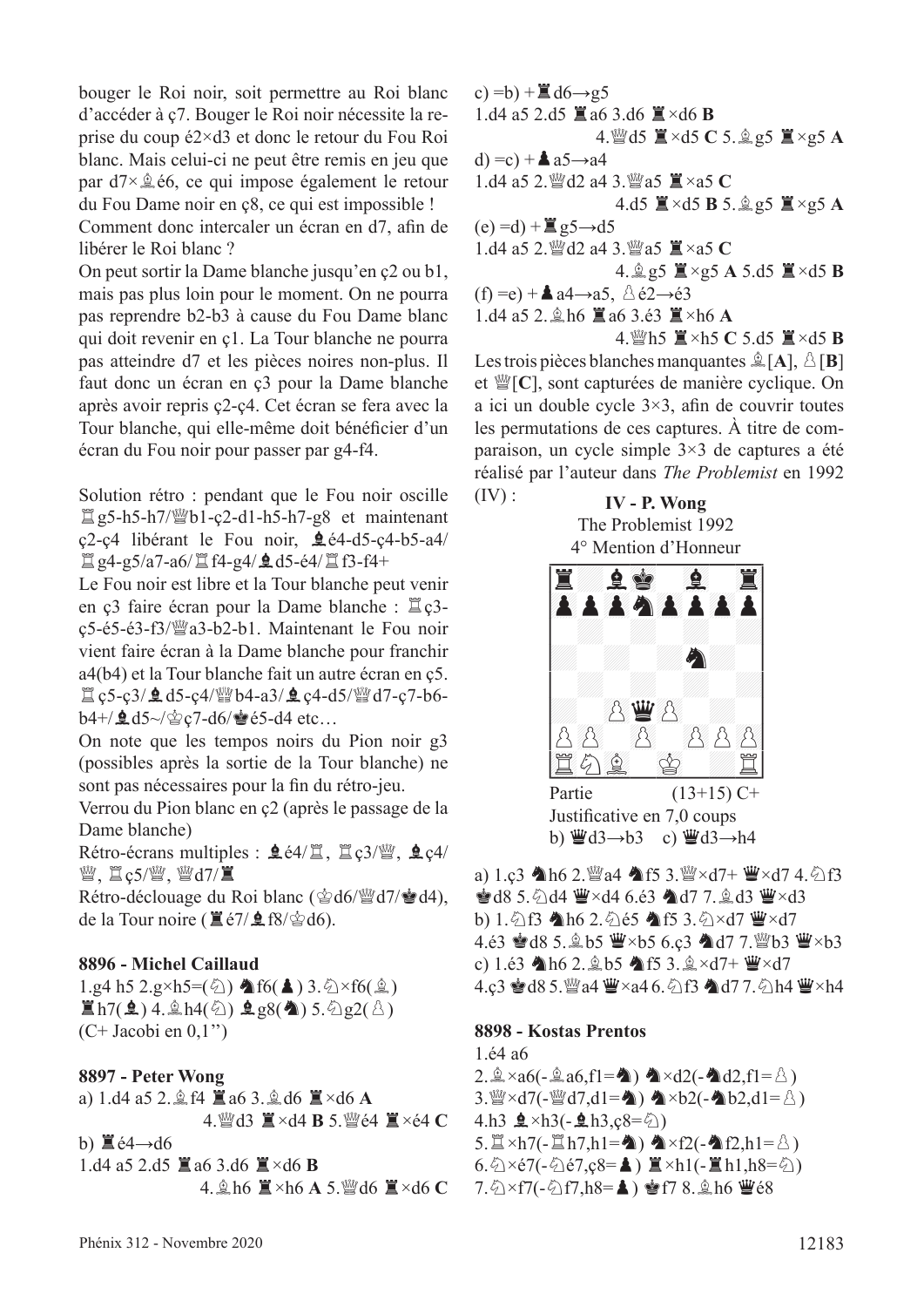bouger le Roi noir, soit permettre au Roi blanc d'accéder à ç7. Bouger le Roi noir nécessite la reprise du coup é2×d3 et donc le retour du Fou Roi blanc. Mais celui-ci ne peut être remis en jeu que par d7×♗é6, ce qui impose également le retour du Fou Dame noir en ç8, ce qui est impossible !

Comment donc intercaler un écran en d7, afin de libérer le Roi blanc ?

On peut sortir la Dame blanche jusqu'en ç2 ou b1, mais pas plus loin pour le moment. On ne pourra pas reprendre b2-b3 à cause du Fou Dame blanc qui doit revenir en ç1. La Tour blanche ne pourra pas atteindre d7 et les pièces noires non-plus. Il faut donc un écran en ç3 pour la Dame blanche après avoir repris ç2-ç4. Cet écran se fera avec la Tour blanche, qui elle-même doit bénéficier d'un écran du Fou noir pour passer par g4-f4.

Solution rétro : pendant que le Fou noir oscille ♖g5-h5-h7/♕b1-ç2-d1-h5-h7-g8 et maintenant ç2-ç4 libérant le Fou noir, ♝é4-d5-ç4-b5-a4/♖g4-g5/a7-a6/♖f4-g4/♝d5-é4/♖f3-f4+

Le Fou noir est libre et la Tour blanche peut venir en ç3 faire écran pour la Dame blanche : ♖ç3-ç5-é5-é3-f3/♕a3-b2-b1. Maintenant le Fou noir vient faire écran à la Dame blanche pour franchir a4(b4) et la Tour blanche fait un autre écran en ç5. ♖ç5-ç3/♝d5-ç4/♕b4-a3/♝ç4-d5/♕d7-ç7-b6-b4+/♝d5~/♔ç7-d6/♚é5-d4 etc…

On note que les tempos noirs du Pion noir g3 (possibles après la sortie de la Tour blanche) ne sont pas nécessaires pour la fin du rétro-jeu.

Verrou du Pion blanc en ç2 (après le passage de la Dame blanche)

Rétro-écrans multiples : ♝é4/♖, ♖ç3/♕, ♝ç4/♕, ♖ç5/♕, ♕d7/♜

Rétro-déclouage du Roi blanc (♔d6/♕d7/♚d4), de la Tour noire (♜é7/♝f8/♔d6).

**8896 - Michel Caillaud**

1.g4 h5 2.g×h5=(♘) ♞f6(♟) 3.♘×f6(♗) ♜h7(♝) 4.♗h4(♘) ♝g8(♞) 5.♘g2(♙) (C+ Jacobi en 0,1'')

**8897 - Peter Wong**

a) 1.d4 a5 2.♗f4 ♜a6 3.♗d6 ♜×d6 **A** 4.♕d3 ♜×d4 **B** 5.♕é4 ♜×é4 **C**

b) ♜é4→d6
1.d4 a5 2.d5 ♜a6 3.d6 ♜×d6 **B** 4.♗h6 ♜×h6 **A** 5.♕d6 ♜×d6 **C**

c) =b) + ♜d6→g5
1.d4 a5 2.d5 ♜a6 3.d6 ♜×d6 **B** 4.♕d5 ♜×d5 **C** 5.♗g5 ♜×g5 **A**

d) =c) + ♟a5→a4
1.d4 a5 2.♕d2 a4 3.♕a5 ♜×a5 **C** 4.d5 ♜×d5 **B** 5.♗g5 ♜×g5 **A**

(e) =d) + ♜g5→d5
1.d4 a5 2.♕d2 a4 3.♕a5 ♜×a5 **C** 4.♗g5 ♜×g5 **A** 5.d5 ♜×d5 **B**

(f) =e) + ♟a4→a5, ♙é2→é3
1.d4 a5 2.♗h6 ♜a6 3.é3 ♜×h6 **A** 4.♕h5 ♜×h5 **C** 5.d5 ♜×d5 **B**

Les trois pièces blanches manquantes ♗[**A**], ♙[**B**] et ♕[**C**], sont capturées de manière cyclique. On a ici un double cycle 3×3, afin de couvrir toutes les permutations de ces captures. À titre de comparaison, un cycle simple 3×3 de captures a été réalisé par l'auteur dans *The Problemist* en 1992 (IV) :

**IV - P. Wong**
The Problemist 1992
4° Mention d'Honneur

Partie (13+15) C+
Justificative en 7,0 coups
b) ♛d3→b3 c) ♛d3→h4

a) 1.ç3 ♞h6 2.♕a4 ♞f5 3.♕×d7+ ♛×d7 4.♘f3 ♚d8 5.♘d4 ♛×d4 6.é3 ♞d7 7.♗d3 ♛×d3
b) 1.♘f3 ♞h6 2.♘é5 ♞f5 3.♘×d7 ♛×d7 4.é3 ♚d8 5.♗b5 ♛×b5 6.ç3 ♞d7 7.♕b3 ♛×b3
c) 1.é3 ♞h6 2.♗b5 ♞f5 3.♗×d7+ ♛×d7 4.ç3 ♚d8 5.♕a4 ♛×a4 6.♘f3 ♞d7 7.♘h4 ♛×h4

**8898 - Kostas Prentos**

1.é4 a6
2.♗×a6(-♗a6,f1=♞) ♞×d2(-♞d2,f1=♙)
3.♕×d7(-♕d7,d1=♞) ♞×b2(-♞b2,d1=♙)
4.h3 ♝×h3(-♝h3,ç8=♘)
5.♖×h7(-♖h7,h1=♞) ♞×f2(-♞f2,h1=♙)
6.♘×é7(-♘é7,ç8=♟) ♜×h1(-♜h1,h8=♘)
7.♘×f7(-♘f7,h8=♟) ♚f7 8.♗h6 ♛é8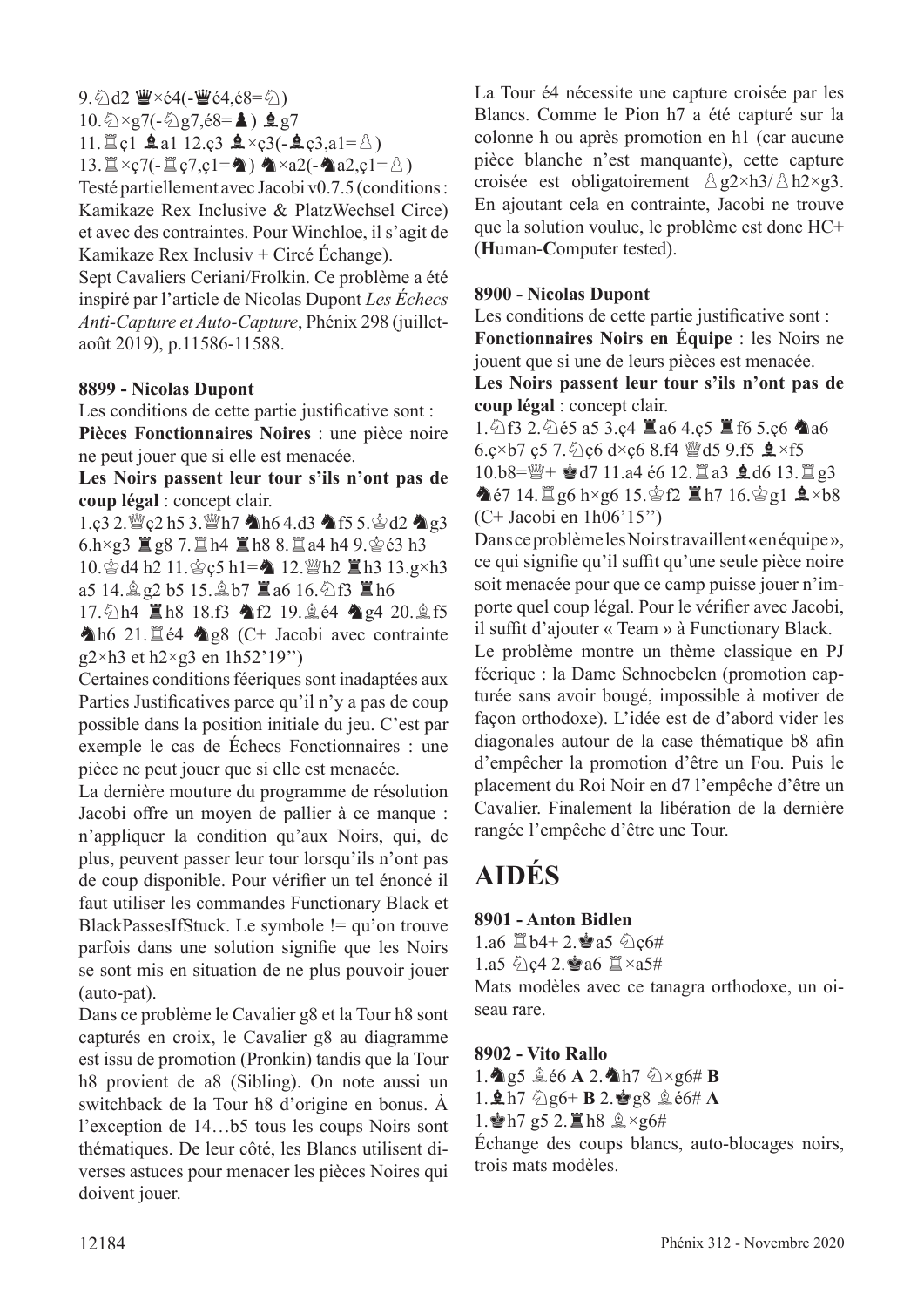9.♘d2 ♛×é4(-♛é4,é8=♘)
10.♘×g7(-♘g7,é8=♝) ♝g7
11.♖ç1 ♝a1 12.ç3 ♝×ç3(-♝ç3,a1=♙)
13.♖×ç7(-♖ç7,ç1=♞) ♞×a2(-♞a2,ç1=♙)

Testé partiellement avec Jacobi v0.7.5 (conditions : Kamikaze Rex Inclusive & PlatzWechsel Circe) et avec des contraintes. Pour Winchloe, il s'agit de Kamikaze Rex Inclusiv + Circé Échange).

Sept Cavaliers Ceriani/Frolkin. Ce problème a été inspiré par l'article de Nicolas Dupont *Les Échecs Anti-Capture et Auto-Capture*, Phénix 298 (juillet-août 2019), p.11586-11588.

**8899 - Nicolas Dupont**

Les conditions de cette partie justificative sont :

**Pièces Fonctionnaires Noires** : une pièce noire ne peut jouer que si elle est menacée.

**Les Noirs passent leur tour s'ils n'ont pas de coup légal** : concept clair.

1.ç3 2.♕ç2 h5 3.♕h7 ♞h6 4.d3 ♞f5 5.♔d2 ♞g3 6.h×g3 ♜g8 7.♖h4 ♜h8 8.♖a4 h4 9.♔é3 h3 10.♔d4 h2 11.♔ç5 h1=♞ 12.♕h2 ♜h3 13.g×h3 a5 14.♗g2 b5 15.♗b7 ♜a6 16.♘f3 ♜h6 17.♘h4 ♜h8 18.f3 ♞f2 19.♗é4 ♞g4 20.♗f5 ♞h6 21.♖é4 ♞g8 (C+ Jacobi avec contrainte g2×h3 et h2×g3 en 1h52'19'')

Certaines conditions féeriques sont inadaptées aux Parties Justificatives parce qu'il n'y a pas de coup possible dans la position initiale du jeu. C'est par exemple le cas de Échecs Fonctionnaires : une pièce ne peut jouer que si elle est menacée.

La dernière mouture du programme de résolution Jacobi offre un moyen de pallier à ce manque : n'appliquer la condition qu'aux Noirs, qui, de plus, peuvent passer leur tour lorsqu'ils n'ont pas de coup disponible. Pour vérifier un tel énoncé il faut utiliser les commandes Functionary Black et BlackPassesIfStuck. Le symbole != qu'on trouve parfois dans une solution signifie que les Noirs se sont mis en situation de ne plus pouvoir jouer (auto-pat).

Dans ce problème le Cavalier g8 et la Tour h8 sont capturés en croix, le Cavalier g8 au diagramme est issu de promotion (Pronkin) tandis que la Tour h8 provient de a8 (Sibling). On note aussi un switchback de la Tour h8 d'origine en bonus. À l'exception de 14…b5 tous les coups Noirs sont thématiques. De leur côté, les Blancs utilisent diverses astuces pour menacer les pièces Noires qui doivent jouer.

La Tour é4 nécessite une capture croisée par les Blancs. Comme le Pion h7 a été capturé sur la colonne h ou après promotion en h1 (car aucune pièce blanche n'est manquante), cette capture croisée est obligatoirement ♙g2×h3/♙h2×g3. En ajoutant cela en contrainte, Jacobi ne trouve que la solution voulue, le problème est donc HC+ (**H**uman-**C**omputer tested).

**8900 - Nicolas Dupont**

Les conditions de cette partie justificative sont :

**Fonctionnaires Noirs en Équipe** : les Noirs ne jouent que si une de leurs pièces est menacée.

**Les Noirs passent leur tour s'ils n'ont pas de coup légal** : concept clair.

1.♘f3 2.♘é5 a5 3.ç4 ♜a6 4.ç5 ♜f6 5.ç6 ♞a6 6.ç×b7 ç5 7.♘ç6 d×ç6 8.f4 ♛d5 9.f5 ♝×f5 10.b8=♕+ ♚d7 11.a4 é6 12.♖a3 ♝d6 13.♖g3 ♞é7 14.♖g6 h×g6 15.♔f2 ♜h7 16.♔g1 ♝×b8 (C+ Jacobi en 1h06'15'')

Dans ce problème les Noirs travaillent « en équipe », ce qui signifie qu'il suffit qu'une seule pièce noire soit menacée pour que ce camp puisse jouer n'importe quel coup légal. Pour le vérifier avec Jacobi, il suffit d'ajouter « Team » à Functionary Black.

Le problème montre un thème classique en PJ féerique : la Dame Schnoebelen (promotion capturée sans avoir bougé, impossible à motiver de façon orthodoxe). L'idée est de d'abord vider les diagonales autour de la case thématique b8 afin d'empêcher la promotion d'être un Fou. Puis le placement du Roi Noir en d7 l'empêche d'être un Cavalier. Finalement la libération de la dernière rangée l'empêche d'être une Tour.

# AIDÉS

**8901 - Anton Bidlen**

1.a6 ♖b4+ 2.♚a5 ♘ç6#
1.a5 ♘ç4 2.♚a6 ♖×a5#

Mats modèles avec ce tanagra orthodoxe, un oiseau rare.

**8902 - Vito Rallo**

1.♞g5 ♗é6 **A** 2.♞h7 ♘×g6# **B**
1.♝h7 ♘g6+ **B** 2.♚g8 ♗é6# **A**
1.♚h7 g5 2.♜h8 ♗×g6#

Échange des coups blancs, auto-blocages noirs, trois mats modèles.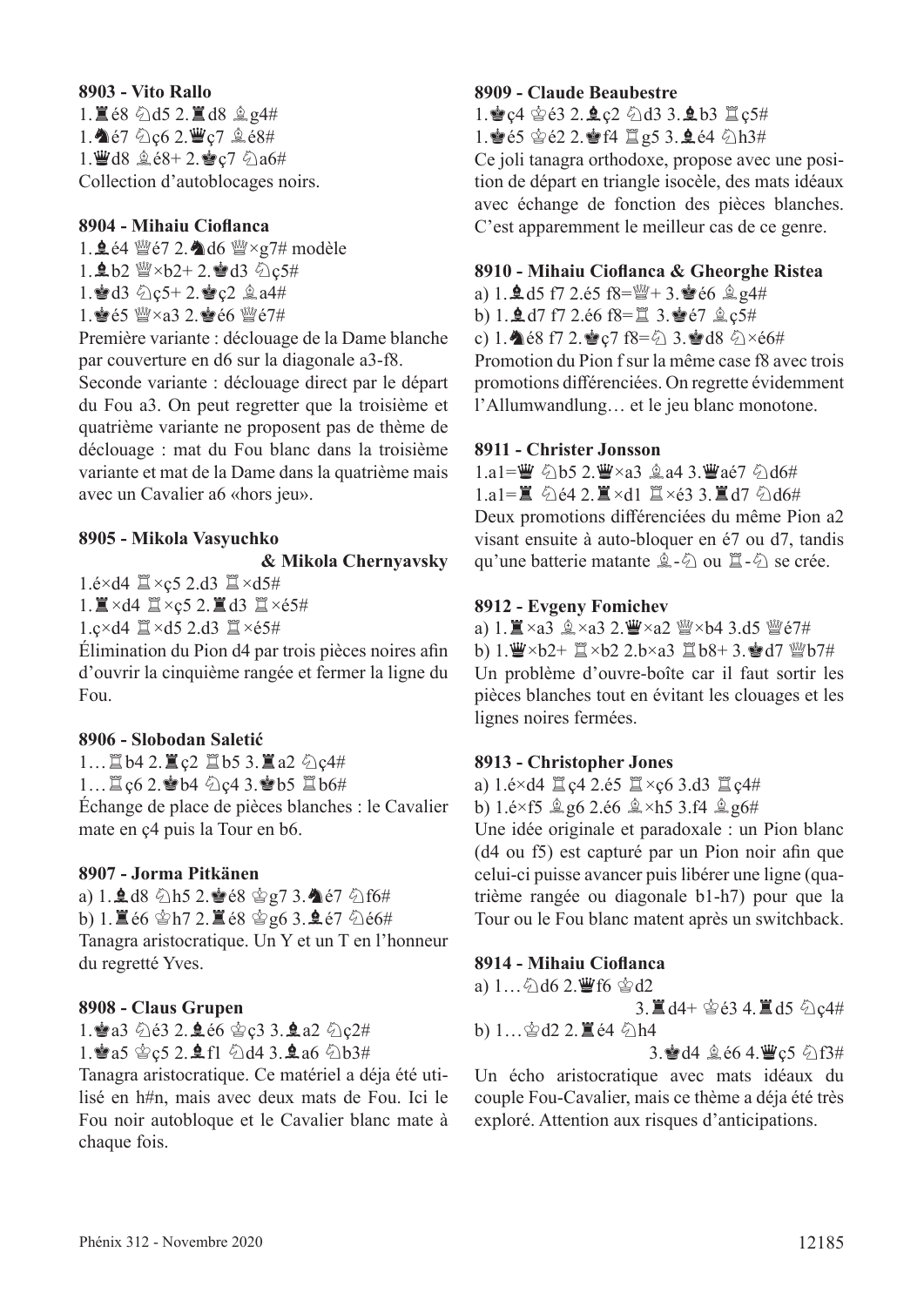**8903 - Vito Rallo**

1.♜é8 ♘d5 2.♜d8 ♗g4#
1.♞é7 ♘ç6 2.♛ç7 ♗é8#
1.♛d8 ♗é8+ 2.♚ç7 ♘a6#
Collection d'autoblocages noirs.

**8904 - Mihaiu Cioflanca**

1.♝é4 ♕é7 2.♞d6 ♕×g7# modèle
1.♝b2 ♕×b2+ 2.♚d3 ♘ç5#
1.♚d3 ♘ç5+ 2.♚ç2 ♗a4#
1.♚é5 ♕×a3 2.♚é6 ♕é7#
Première variante : déclouage de la Dame blanche par couverture en d6 sur la diagonale a3-f8.
Seconde variante : déclouage direct par le départ du Fou a3. On peut regretter que la troisième et quatrième variante ne proposent pas de thème de déclouage : mat du Fou blanc dans la troisième variante et mat de la Dame dans la quatrième mais avec un Cavalier a6 «hors jeu».

**8905 - Mikola Vasyuchko & Mikola Chernyavsky**

1.é×d4 ♖×ç5 2.d3 ♖×d5#
1.♜×d4 ♖×ç5 2.♜d3 ♖×é5#
1.ç×d4 ♖×d5 2.d3 ♖×é5#
Élimination du Pion d4 par trois pièces noires afin d'ouvrir la cinquième rangée et fermer la ligne du Fou.

**8906 - Slobodan Saletić**

1…♖b4 2.♜ç2 ♖b5 3.♜a2 ♘ç4#
1…♖ç6 2.♚b4 ♘ç4 3.♚b5 ♖b6#
Échange de place de pièces blanches : le Cavalier mate en ç4 puis la Tour en b6.

**8907 - Jorma Pitkänen**

a) 1.♝d8 ♘h5 2.♚é8 ♔g7 3.♞é7 ♘f6#
b) 1.♜é6 ♔h7 2.♜é8 ♔g6 3.♝é7 ♘é6#
Tanagra aristocratique. Un Y et un T en l'honneur du regretté Yves.

**8908 - Claus Grupen**

1.♚a3 ♘é3 2.♝é6 ♔ç3 3.♝a2 ♘ç2#
1.♚a5 ♔ç5 2.♝f1 ♘d4 3.♝a6 ♘b3#
Tanagra aristocratique. Ce matériel a déja été utilisé en h#n, mais avec deux mats de Fou. Ici le Fou noir autobloque et le Cavalier blanc mate à chaque fois.

**8909 - Claude Beaubestre**

1.♚ç4 ♔é3 2.♝ç2 ♘d3 3.♝b3 ♖ç5#
1.♚é5 ♔é2 2.♚f4 ♖g5 3.♝é4 ♘h3#
Ce joli tanagra orthodoxe, propose avec une position de départ en triangle isocèle, des mats idéaux avec échange de fonction des pièces blanches. C'est apparemment le meilleur cas de ce genre.

**8910 - Mihaiu Cioflanca & Gheorghe Ristea**

a) 1.♝d5 f7 2.é5 f8=♕+ 3.♚é6 ♗g4#
b) 1.♝d7 f7 2.é6 f8=♖ 3.♚é7 ♗ç5#
c) 1.♞é8 f7 2.♚ç7 f8=♘ 3.♚d8 ♘×é6#
Promotion du Pion f sur la même case f8 avec trois promotions différenciées. On regrette évidemment l'Allumwandlung… et le jeu blanc monotone.

**8911 - Christer Jonsson**

1.a1=♛ ♘b5 2.♛×a3 ♗a4 3.♛aé7 ♘d6#
1.a1=♜ ♘é4 2.♜×d1 ♖×é3 3.♜d7 ♘d6#
Deux promotions différenciées du même Pion a2 visant ensuite à auto-bloquer en é7 ou d7, tandis qu'une batterie matante ♗-♘ ou ♖-♘ se crée.

**8912 - Evgeny Fomichev**

a) 1.♜×a3 ♗×a3 2.♛×a2 ♕×b4 3.d5 ♕é7#
b) 1.♛×b2+ ♖×b2 2.b×a3 ♖b8+ 3.♚d7 ♕b7#
Un problème d'ouvre-boîte car il faut sortir les pièces blanches tout en évitant les clouages et les lignes noires fermées.

**8913 - Christopher Jones**

a) 1.é×d4 ♖ç4 2.é5 ♖×ç6 3.d3 ♖ç4#
b) 1.é×f5 ♗g6 2.é6 ♗×h5 3.f4 ♗g6#
Une idée originale et paradoxale : un Pion blanc (d4 ou f5) est capturé par un Pion noir afin que celui-ci puisse avancer puis libérer une ligne (quatrième rangée ou diagonale b1-h7) pour que la Tour ou le Fou blanc matent après un switchback.

**8914 - Mihaiu Cioflanca**

a) 1…♘d6 2.♛f6 ♔d2 3.♜d4+ ♔é3 4.♜d5 ♘ç4#
b) 1…♔d2 2.♜é4 ♘h4 3.♚d4 ♗é6 4.♛ç5 ♘f3#
Un écho aristocratique avec mats idéaux du couple Fou-Cavalier, mais ce thème a déja été très exploré. Attention aux risques d'anticipations.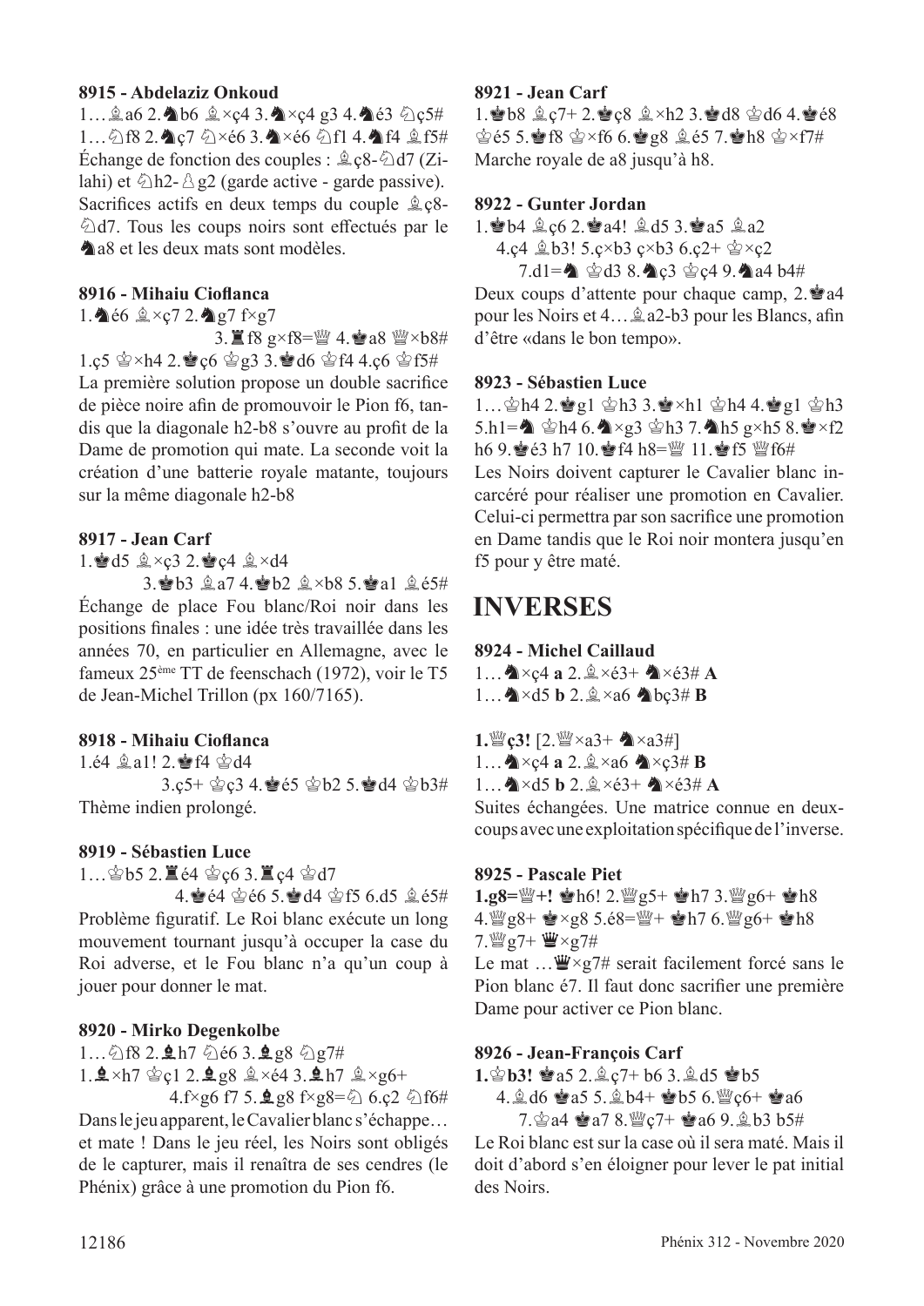#### 8915 - Abdelaziz Onkoud

1…♗a6 2.♞b6 ♗×ç4 3.♞×ç4 g3 4.♞é3 ♘ç5#
1…♘f8 2.♞ç7 ♘×é6 3.♞×é6 ♘f1 4.♞f4 ♗f5#
Échange de fonction des couples : ♗ç8-♘d7 (Zilahi) et ♘h2-♙g2 (garde active - garde passive). Sacrifices actifs en deux temps du couple ♗ç8-♘d7. Tous les coups noirs sont effectués par le ♞a8 et les deux mats sont modèles.

#### 8916 - Mihaiu Cioflanca

1.♞é6 ♗×ç7 2.♞g7 f×g7
3.♜f8 g×f8=♕ 4.♚a8 ♕×b8#
1.ç5 ♔×h4 2.♚ç6 ♔g3 3.♚d6 ♔f4 4.ç6 ♔f5#
La première solution propose un double sacrifice de pièce noire afin de promouvoir le Pion f6, tandis que la diagonale h2-b8 s'ouvre au profit de la Dame de promotion qui mate. La seconde voit la création d'une batterie royale matante, toujours sur la même diagonale h2-b8

#### 8917 - Jean Carf

1.♚d5 ♗×ç3 2.♚ç4 ♗×d4
3.♚b3 ♗a7 4.♚b2 ♗×b8 5.♚a1 ♗é5#
Échange de place Fou blanc/Roi noir dans les positions finales : une idée très travaillée dans les années 70, en particulier en Allemagne, avec le fameux 25ème TT de feenschach (1972), voir le T5 de Jean-Michel Trillon (px 160/7165).

#### 8918 - Mihaiu Cioflanca

1.é4 ♗a1! 2.♚f4 ♔d4
3.ç5+ ♔ç3 4.♚é5 ♔b2 5.♚d4 ♔b3#
Thème indien prolongé.

#### 8919 - Sébastien Luce

1…♔b5 2.♜é4 ♔ç6 3.♜ç4 ♔d7
4.♚é4 ♔é6 5.♚d4 ♔f5 6.d5 ♗é5#
Problème figuratif. Le Roi blanc exécute un long mouvement tournant jusqu'à occuper la case du Roi adverse, et le Fou blanc n'a qu'un coup à jouer pour donner le mat.

#### 8920 - Mirko Degenkolbe

1…♘f8 2.♝h7 ♘é6 3.♝g8 ♘g7#
1.♝×h7 ♔ç1 2.♝g8 ♗×é4 3.♝h7 ♗×g6+
4.f×g6 f7 5.♝g8 f×g8=♘ 6.ç2 ♘f6#
Dans le jeu apparent, le Cavalier blanc s'échappe… et mate ! Dans le jeu réel, les Noirs sont obligés de le capturer, mais il renaîtra de ses cendres (le Phénix) grâce à une promotion du Pion f6.

#### 8921 - Jean Carf

1.♚b8 ♗ç7+ 2.♚ç8 ♗×h2 3.♚d8 ♔d6 4.♚é8 ♔é5 5.♚f8 ♔×f6 6.♚g8 ♗é5 7.♚h8 ♔×f7#
Marche royale de a8 jusqu'à h8.

#### 8922 - Gunter Jordan

1.♚b4 ♗ç6 2.♚a4! ♗d5 3.♚a5 ♗a2
4.ç4 ♗b3! 5.ç×b3 ç×b3 6.ç2+ ♔×ç2
7.d1=♞ ♔d3 8.♞ç3 ♔ç4 9.♞a4 b4#
Deux coups d'attente pour chaque camp, 2.♚a4 pour les Noirs et 4…♗a2-b3 pour les Blancs, afin d'être «dans le bon tempo».

#### 8923 - Sébastien Luce

1…♔h4 2.♚g1 ♔h3 3.♚×h1 ♔h4 4.♚g1 ♔h3 5.h1=♞ ♔h4 6.♞×g3 ♔h3 7.♞h5 g×h5 8.♚×f2 h6 9.♚é3 h7 10.♚f4 h8=♕ 11.♚f5 ♕f6#
Les Noirs doivent capturer le Cavalier blanc incarcéré pour réaliser une promotion en Cavalier. Celui-ci permettra par son sacrifice une promotion en Dame tandis que le Roi noir montera jusqu'en f5 pour y être maté.

## INVERSES

#### 8924 - Michel Caillaud

1…♞×ç4 **a** 2.♗×é3+ ♞×é3# **A**
1…♞×d5 **b** 2.♗×a6 ♞bç3# **B**

**1.♕ç3!** [2.♕×a3+ ♞×a3#]
1…♞×ç4 **a** 2.♗×a6 ♞×ç3# **B**
1…♞×d5 **b** 2.♗×é3+ ♞×é3# **A**
Suites échangées. Une matrice connue en deux-coups avec une exploitation spécifique de l'inverse.

#### 8925 - Pascale Piet

**1.g8=♕+!** ♚h6! 2.♕g5+ ♚h7 3.♕g6+ ♚h8 4.♕g8+ ♚×g8 5.é8=♕+ ♚h7 6.♕g6+ ♚h8 7.♕g7+ ♛×g7#
Le mat …♛×g7# serait facilement forcé sans le Pion blanc é7. Il faut donc sacrifier une première Dame pour activer ce Pion blanc.

#### 8926 - Jean-François Carf

**1.♔b3!** ♚a5 2.♗ç7+ b6 3.♗d5 ♚b5
4.♗d6 ♚a5 5.♗b4+ ♚b5 6.♕ç6+ ♚a6
7.♔a4 ♚a7 8.♕ç7+ ♚a6 9.♗b3 b5#
Le Roi blanc est sur la case où il sera maté. Mais il doit d'abord s'en éloigner pour lever le pat initial des Noirs.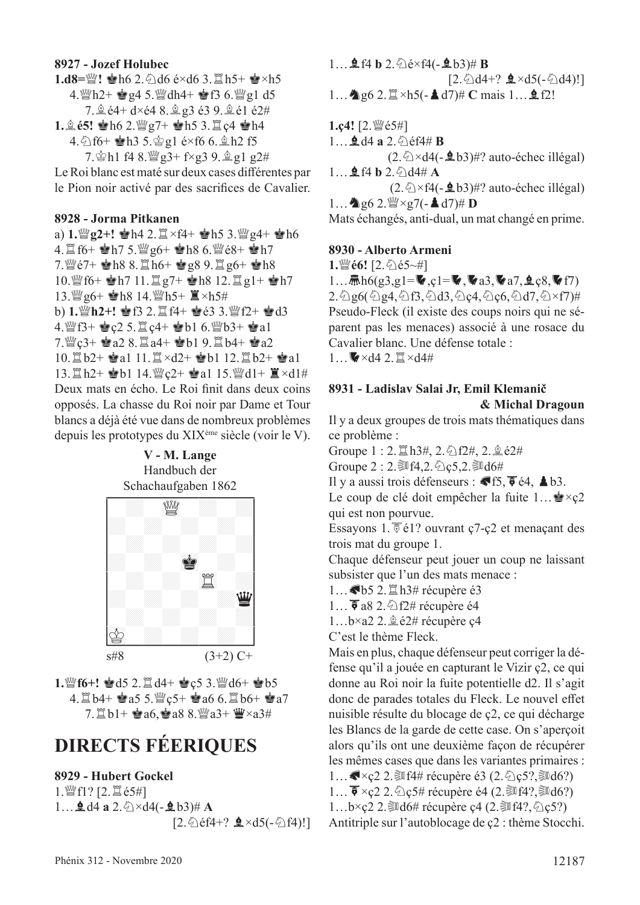**8927 - Jozef Holubec**

**1.d8=♕!** ♚h6 2.♘d6 é×d6 3.♖h5+ ♚×h5 4.♕h2+ ♚g4 5.♕dh4+ ♚f3 6.♕g1 d5 7.♗é4+ d×é4 8.♗g3 é3 9.♗é1 é2#

**1.♗é5!** ♚h6 2.♕g7+ ♚h5 3.♖ç4 ♚h4 4.♘f6+ ♚h3 5.♔g1 é×f6 6.♗h2 f5 7.♔h1 f4 8.♕g3+ f×g3 9.♗g1 g2#

Le Roi blanc est maté sur deux cases différentes par le Pion noir activé par des sacrifices de Cavalier.

**8928 - Jorma Pitkanen**

a) **1.♕g2+!** ♚h4 2.♖×f4+ ♚h5 3.♕g4+ ♚h6 4.♖f6+ ♚h7 5.♕g6+ ♚h8 6.♕é8+ ♚h7 7.♕é7+ ♚h8 8.♖h6+ ♚g8 9.♖g6+ ♚h8 10.♕f6+ ♚h7 11.♖g7+ ♚h8 12.♖g1+ ♚h7 13.♕g6+ ♚h8 14.♕h5+ ♜×h5#

b) **1.♕h2+!** ♚f3 2.♖f4+ ♚é3 3.♕f2+ ♚d3 4.♕f3+ ♚ç2 5.♖ç4+ ♚b1 6.♕b3+ ♚a1 7.♕ç3+ ♚a2 8.♖a4+ ♚b1 9.♖b4+ ♚a2 10.♖b2+ ♚a1 11.♖×d2+ ♚b1 12.♖b2+ ♚a1 13.♖h2+ ♚b1 14.♕ç2+ ♚a1 15.♕d1+ ♜×d1#

Deux mats en écho. Le Roi finit dans deux coins opposés. La chasse du Roi noir par Dame et Tour blancs a déjà été vue dans de nombreux problèmes depuis les prototypes du XIX[ème] siècle (voir le V).

**V - M. Lange**
Handbuch der
Schachaufgaben 1862

s#8 (3+2) C+

**1.♕f6+!** ♚d5 2.♖d4+ ♚ç5 3.♕d6+ ♚b5 4.♖b4+ ♚a5 5.♕ç5+ ♚a6 6.♖b6+ ♚a7 7.♖b1+ ♚a6,♚a8 8.♕a3+ ♛×a3#

# DIRECTS FÉERIQUES

**8929 - Hubert Gockel**

1.♕f1? [2.♖é5#]
1…♝d4 **a** 2.♘×d4(-♝b3)# **A** [2.♘éf4+? ♝×d5(-♘f4)!]
1…♝f4 **b** 2.♘é×f4(-♝b3)# **B** [2.♘d4+? ♝×d5(-♘d4)!]
1…♞g6 2.♖×h5(-♟d7)# **C** mais 1…♝f2!

**1.ç4!** [2.♕é5#]
1…♝d4 **a** 2.♘éf4# **B** (2.♘×d4(-♝b3)#? auto-échec illégal)
1…♝f4 **b** 2.♘d4# **A** (2.♘×f4(-♝b3)#? auto-échec illégal)
1…♞g6 2.♕×g7(-♟d7)# **D**

Mats échangés, anti-dual, un mat changé en prime.

**8930 - Alberto Armeni**

**1.♕é6!** [2.♘é5~#]
1…h6(g3,g1=, ç1=, a3, a7, ♝ç8, f7)
2.♘g6(♘g4,♘f3,♘d3,♘ç4,♘ç6,♘d7,♘×f7)#
Pseudo-Fleck (il existe des coups noirs qui ne séparent pas les menaces) associé à une rosace du Cavalier blanc. Une défense totale :
1…×d4 2.♖×d4#

**8931 - Ladislav Salai Jr, Emil Klemanič & Michal Dragoun**

Il y a deux groupes de trois mats thématiques dans ce problème :
Groupe 1 : 2.♖h3#, 2.♘f2#, 2.♗é2#
Groupe 2 : 2.f4,2.♘ç5,2.d6#
Il y a aussi trois défenseurs : f5, é4, ♟b3.
Le coup de clé doit empêcher la fuite 1…♚×ç2 qui est non pourvue.
Essayons 1.é1? ouvrant ç7-ç2 et menaçant des trois mat du groupe 1.
Chaque défenseur peut jouer un coup ne laissant subsister que l'un des mats menace :
1…b5 2.♖h3# récupère é3
1…a8 2.♘f2# récupère é4
1…b×a2 2.♗é2# récupère ç4
C'est le thème Fleck.
Mais en plus, chaque défenseur peut corriger la défense qu'il a jouée en capturant le Vizir ç2, ce qui donne au Roi noir la fuite potentielle d2. Il s'agit donc de parades totales du Fleck. Le nouvel effet nuisible résulte du blocage de ç2, ce qui décharge les Blancs de la garde de cette case. On s'aperçoit alors qu'ils ont une deuxième façon de récupérer les mêmes cases que dans les variantes primaires :
1…×ç2 2.f4# récupère é3 (2.♘ç5?,d6?)
1…×ç2 2.♘ç5# récupère é4 (2.f4?,d6?)
1…b×ç2 2.d6# récupère ç4 (2.f4?,♘ç5?)
Antitriple sur l'autoblocage de ç2 : thème Stocchi.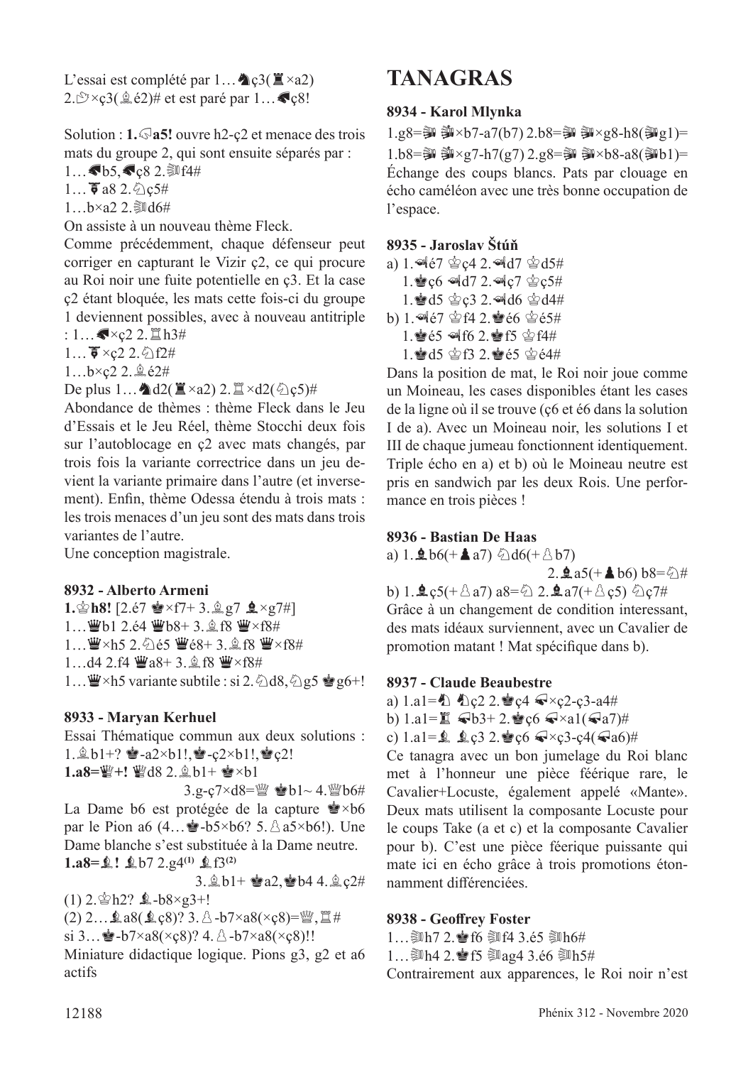L'essai est complété par 1…♝ç3(♖×a2) 2.♘×ç3(♗é2)# et est paré par 1…♞ç8!

Solution : **1.♘a5!** ouvre h2-ç2 et menace des trois mats du groupe 2, qui sont ensuite séparés par :
1…♞b5,♞ç8 2.♕f4#
1…♜a8 2.♘ç5#
1…b×a2 2.♕d6#
On assiste à un nouveau thème Fleck.
Comme précédemment, chaque défenseur peut corriger en capturant le Vizir ç2, ce qui procure au Roi noir une fuite potentielle en ç3. Et la case ç2 étant bloquée, les mats cette fois-ci du groupe 1 deviennent possibles, avec à nouveau antitriple : 1…♞×ç2 2.♖h3#
1…♜×ç2 2.♘f2#
1…b×ç2 2.♗é2#
De plus 1…♝d2(♖×a2) 2.♖×d2(♘ç5)#
Abondance de thèmes : thème Fleck dans le Jeu d'Essais et le Jeu Réel, thème Stocchi deux fois sur l'autoblocage en ç2 avec mats changés, par trois fois la variante correctrice dans un jeu devient la variante primaire dans l'autre (et inversement). Enfin, thème Odessa étendu à trois mats : les trois menaces d'un jeu sont des mats dans trois variantes de l'autre.
Une conception magistrale.

### 8932 - Alberto Armeni

**1.♔h8!** [2.é7 ♚×f7+ 3.♗g7 ♝×g7#]
1…♛b1 2.é4 ♛b8+ 3.♗f8 ♛×f8#
1…♛×h5 2.♘é5 ♛é8+ 3.♗f8 ♛×f8#
1…d4 2.f4 ♛a8+ 3.♗f8 ♛×f8#
1…♛×h5 variante subtile : si 2.♘d8,♘g5 ♚g6+!

### 8933 - Maryan Kerhuel

Essai Thématique commun aux deux solutions : 1.♗b1+? ♚-a2×b1!,♚-ç2×b1!,♚ç2!
**1.a8=♕+!** ♕d8 2.♗b1+ ♚×b1 3.g-ç7×d8=♕ ♚b1~ 4.♕b6#
La Dame b6 est protégée de la capture ♚×b6 par le Pion a6 (4…♚-b5×b6? 5.♙a5×b6!). Une Dame blanche s'est substituée à la Dame neutre.
**1.a8=♗!** ♝b7 2.g4[(1)] ♝f3[(2)] 3.♗b1+ ♚a2,♚b4 4.♗ç2#
(1) 2.♔h2? ♝-b8×g3+!
(2) 2…♝a8(♝ç8)? 3.♙-b7×a8(×ç8)=♕,♖#
si 3…♚-b7×a8(×ç8)? 4.♙-b7×a8(×ç8)!!
Miniature didactique logique. Pions g3, g2 et a6 actifs

# TANAGRAS

### 8934 - Karol Mlynka

1.g8=♕ ♕×b7-a7(b7) 2.b8=♕ ♕×g8-h8(♕g1)=
1.b8=♕ ♕×g7-h7(g7) 2.g8=♕ ♕×b8-a8(♕b1)=
Échange des coups blancs. Pats par clouage en écho caméléon avec une très bonne occupation de l'espace.

### 8935 - Jaroslav Štúň

a) 1.♝é7 ♔ç4 2.♝d7 ♔d5#
1.♚ç6 ♝d7 2.♝ç7 ♔ç5#
1.♚d5 ♔ç3 2.♝d6 ♔d4#
b) 1.♝é7 ♔f4 2.♚é6 ♔é5#
1.♚é5 ♝f6 2.♚f5 ♔f4#
1.♚d5 ♔f3 2.♚é5 ♔é4#
Dans la position de mat, le Roi noir joue comme un Moineau, les cases disponibles étant les cases de la ligne où il se trouve (ç6 et é6 dans la solution I de a). Avec un Moineau noir, les solutions I et III de chaque jumeau fonctionnent identiquement. Triple écho en a) et b) où le Moineau neutre est pris en sandwich par les deux Rois. Une performance en trois pièces !

### 8936 - Bastian De Haas

a) 1.♝b6(+♟a7) ♘d6(+♙b7) 2.♝a5(+♟b6) b8=♘#
b) 1.♝ç5(+♙a7) a8=♘ 2.♝a7(+♙ç5) ♘ç7#
Grâce à un changement de condition interessant, des mats idéaux surviennent, avec un Cavalier de promotion matant ! Mat spécifique dans b).

### 8937 - Claude Beaubestre

a) 1.a1=♞ ♞ç2 2.♚ç4 ♞×ç2-ç3-a4#
b) 1.a1=♜ ♞b3+ 2.♚ç6 ♞×a1(♞a7)#
c) 1.a1=♝ ♝ç3 2.♚ç6 ♞×ç3-ç4(♞a6)#
Ce tanagra avec un bon jumelage du Roi blanc met à l'honneur une pièce féerique rare, le Cavalier+Locuste, également appelé «Mante». Deux mats utilisent la composante Locuste pour le coups Take (a et c) et la composante Cavalier pour b). C'est une pièce féerique puissante qui mate ici en écho grâce à trois promotions étonnamment différenciées.

### 8938 - Geoffrey Foster

1…♕h7 2.♚f6 ♕f4 3.é5 ♕h6#
1…♕h4 2.♚f5 ♕ag4 3.é6 ♕h5#
Contrairement aux apparences, le Roi noir n'est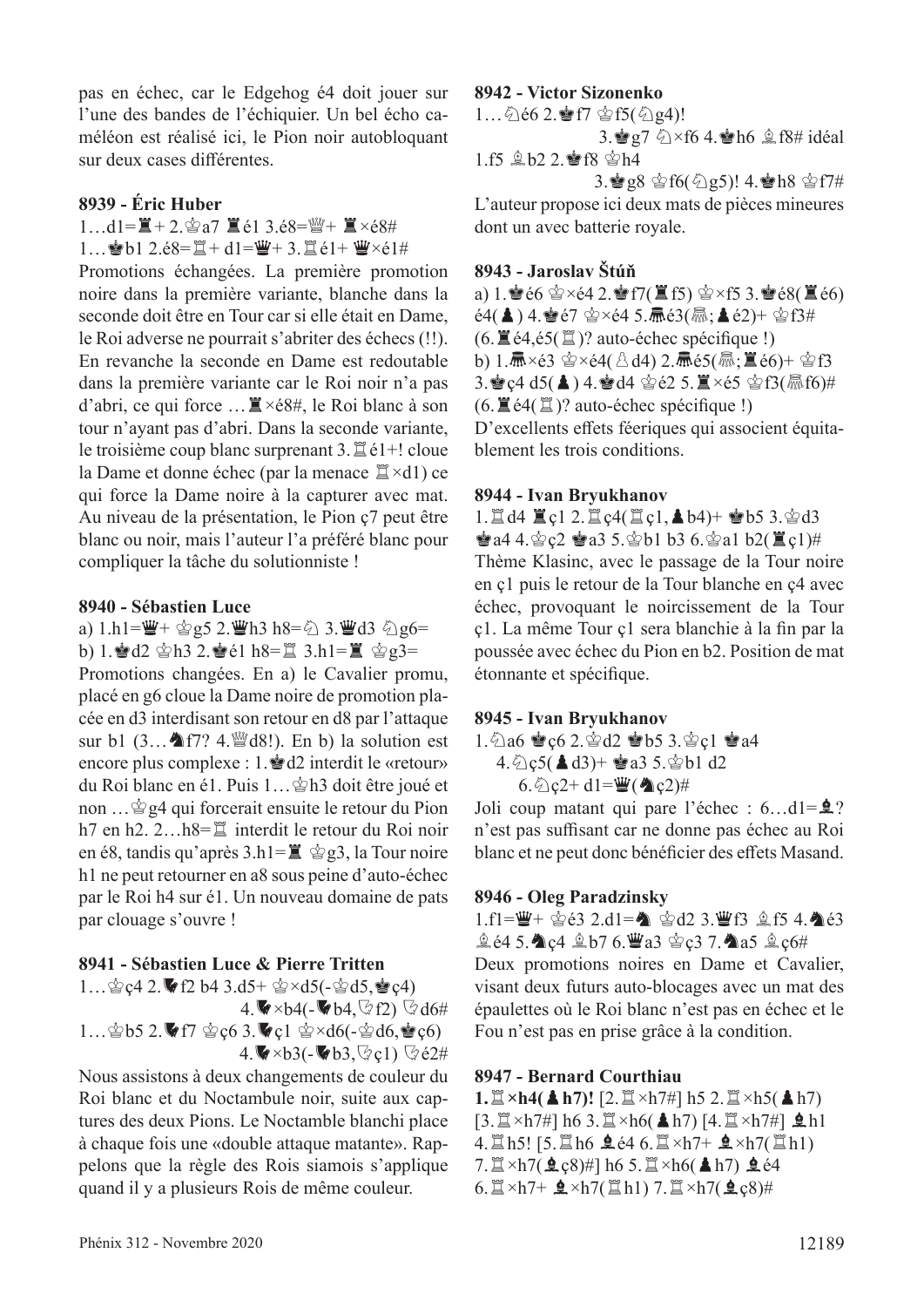pas en échec, car le Edgehog é4 doit jouer sur l'une des bandes de l'échiquier. Un bel écho caméléon est réalisé ici, le Pion noir autobloquant sur deux cases différentes.

**8939 - Éric Huber**

1…d1=♜+ 2.♔a7 ♜é1 3.é8=♕+ ♜×é8#
1…♚b1 2.é8=♖+ d1=♛+ 3.♖é1+ ♛×é1#

Promotions échangées. La première promotion noire dans la première variante, blanche dans la seconde doit être en Tour car si elle était en Dame, le Roi adverse ne pourrait s'abriter des échecs (!!). En revanche la seconde en Dame est redoutable dans la première variante car le Roi noir n'a pas d'abri, ce qui force …♜×é8#, le Roi blanc à son tour n'ayant pas d'abri. Dans la seconde variante, le troisième coup blanc surprenant 3.♖é1+! cloue la Dame et donne échec (par la menace ♖×d1) ce qui force la Dame noire à la capturer avec mat. Au niveau de la présentation, le Pion ç7 peut être blanc ou noir, mais l'auteur l'a préféré blanc pour compliquer la tâche du solutionniste !

**8940 - Sébastien Luce**

a) 1.h1=♛+ ♔g5 2.♛h3 h8=♘ 3.♛d3 ♘g6=
b) 1.♚d2 ♔h3 2.♚é1 h8=♖ 3.h1=♜ ♔g3=

Promotions changées. En a) le Cavalier promu, placé en g6 cloue la Dame noire de promotion placée en d3 interdisant son retour en d8 par l'attaque sur b1 (3…♞f7? 4.♕d8!). En b) la solution est encore plus complexe : 1.♚d2 interdit le «retour» du Roi blanc en é1. Puis 1…♔h3 doit être joué et non …♔g4 qui forcerait ensuite le retour du Pion h7 en h2. 2…h8=♖ interdit le retour du Roi noir en é8, tandis qu'après 3.h1=♜ ♔g3, la Tour noire h1 ne peut retourner en a8 sous peine d'auto-échec par le Roi h4 sur é1. Un nouveau domaine de pats par clouage s'ouvre !

**8941 - Sébastien Luce & Pierre Tritten**

1…♔ç4 2.♞f2 b4 3.d5+ ♔×d5(-♔d5,♚ç4) 4.♞×b4(-♞b4,♘f2) ♘d6#
1…♔b5 2.♞f7 ♔ç6 3.♞ç1 ♔×d6(-♔d6,♚ç6) 4.♞×b3(-♞b3,♘ç1) ♘é2#

Nous assistons à deux changements de couleur du Roi blanc et du Noctambule noir, suite aux captures des deux Pions. Le Noctamble blanchi place à chaque fois une «double attaque matante». Rappelons que la règle des Rois siamois s'applique quand il y a plusieurs Rois de même couleur.

**8942 - Victor Sizonenko**

1…♘é6 2.♚f7 ♔f5(♘g4)! 3.♚g7 ♘×f6 4.♚h6 ♗f8# idéal
1.f5 ♗b2 2.♚f8 ♔h4 3.♚g8 ♔f6(♘g5)! 4.♚h8 ♔f7#

L'auteur propose ici deux mats de pièces mineures dont un avec batterie royale.

**8943 - Jaroslav Štúň**

a) 1.♚é6 ♔×é4 2.♚f7(♜f5) ♔×f5 3.♚é8(♜é6) é4(♟) 4.♚é7 ♔×é4 5.♜é3(♜;♟é2)+ ♔f3# (6.♜é4,é5(♖)? auto-échec spécifique !)
b) 1.♜×é3 ♔×é4(♙d4) 2.♜é5(♜;♜é6)+ ♔f3 3.♚ç4 d5(♟) 4.♚d4 ♔é2 5.♜×é5 ♔f3(♜f6)# (6.♜é4(♖)? auto-échec spécifique !)

D'excellents effets féeriques qui associent équitablement les trois conditions.

**8944 - Ivan Bryukhanov**

1.♖d4 ♜ç1 2.♖ç4(♖ç1,♟b4)+ ♚b5 3.♔d3 ♚a4 4.♔ç2 ♚a3 5.♔b1 b3 6.♔a1 b2(♜ç1)#

Thème Klasinc, avec le passage de la Tour noire en ç1 puis le retour de la Tour blanche en ç4 avec échec, provoquant le noircissement de la Tour ç1. La même Tour ç1 sera blanchie à la fin par la poussée avec échec du Pion en b2. Position de mat étonnante et spécifique.

**8945 - Ivan Bryukhanov**

1.♘a6 ♚ç6 2.♔d2 ♚b5 3.♔ç1 ♚a4 4.♘ç5(♟d3)+ ♚a3 5.♔b1 d2 6.♘ç2+ d1=♛(♞ç2)#

Joli coup matant qui pare l'échec : 6…d1=♝? n'est pas suffisant car ne donne pas échec au Roi blanc et ne peut donc bénéficier des effets Masand.

**8946 - Oleg Paradzinsky**

1.f1=♛+ ♔é3 2.d1=♞ ♔d2 3.♛f3 ♗f5 4.♞é3 ♗é4 5.♞ç4 ♗b7 6.♛a3 ♔ç3 7.♞a5 ♗ç6#

Deux promotions noires en Dame et Cavalier, visant deux futurs auto-blocages avec un mat des épaulettes où le Roi blanc n'est pas en échec et le Fou n'est pas en prise grâce à la condition.

**8947 - Bernard Courthiau**

**1.♖×h4(♟h7)!** [2.♖×h7#] h5 2.♖×h5(♟h7) [3.♖×h7#] h6 3.♖×h6(♟h7) [4.♖×h7#] ♝h1 4.♖h5! [5.♖h6 ♝é4 6.♖×h7+ ♝×h7(♖h1) 7.♖×h7(♝ç8)#] h6 5.♖×h6(♟h7) ♝é4 6.♖×h7+ ♝×h7(♖h1) 7.♖×h7(♝ç8)#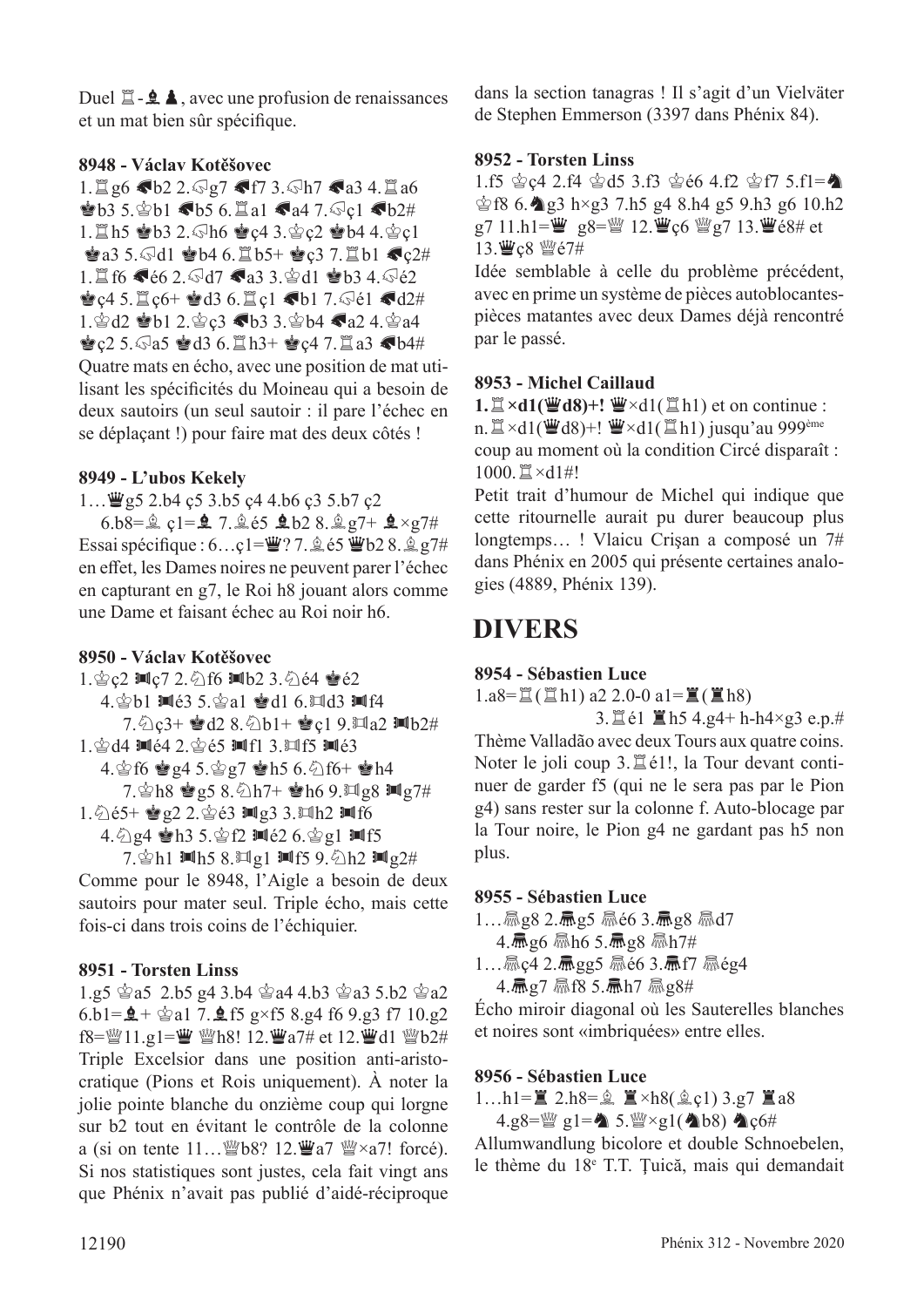Duel ♖-♗♟, avec une profusion de renaissances et un mat bien sûr spécifique.

**8948 - Václav Kotěšovec**

1.♖g6 ♞b2 2.♘g7 ♞f7 3.♘h7 ♞a3 4.♖a6 ♚b3 5.♔b1 ♞b5 6.♖a1 ♞a4 7.♘ç1 ♞b2#
1.♖h5 ♚b3 2.♘h6 ♚ç4 3.♔ç2 ♚b4 4.♔ç1 ♚a3 5.♘d1 ♚b4 6.♖b5+ ♚ç3 7.♖b1 ♞ç2#
1.♖f6 ♞é6 2.♘d7 ♞a3 3.♔d1 ♚b3 4.♘é2 ♚ç4 5.♖ç6+ ♚d3 6.♖ç1 ♞b1 7.♘é1 ♞d2#
1.♔d2 ♚b1 2.♔ç3 ♞b3 3.♔b4 ♞a2 4.♔a4 ♚ç2 5.♘a5 ♚d3 6.♖h3+ ♚ç4 7.♖a3 ♞b4#

Quatre mats en écho, avec une position de mat utilisant les spécificités du Moineau qui a besoin de deux sautoirs (un seul sautoir : il pare l'échec en se déplaçant !) pour faire mat des deux côtés !

**8949 - L'ubos Kekely**

1…♛g5 2.b4 ç5 3.b5 ç4 4.b6 ç3 5.b7 ç2
6.b8=♗ ç1=♝ 7.♗é5 ♝b2 8.♗g7+ ♝×g7#

Essai spécifique : 6…ç1=♛? 7.♗é5 ♛b2 8.♗g7# en effet, les Dames noires ne peuvent parer l'échec en capturant en g7, le Roi h8 jouant alors comme une Dame et faisant échec au Roi noir h6.

**8950 - Václav Kotěšovec**

1.♔ç2 ♜ç7 2.♘f6 ♜b2 3.♘é4 ♚é2
4.♔b1 ♜é3 5.♔a1 ♚d1 6.♖d3 ♜f4
7.♘ç3+ ♚d2 8.♘b1+ ♚ç1 9.♖a2 ♜b2#
1.♔d4 ♜é4 2.♔é5 ♜f1 3.♖f5 ♜é3
4.♔f6 ♚g4 5.♔g7 ♚h5 6.♘f6+ ♚h4
7.♔h8 ♚g5 8.♘h7+ ♚h6 9.♖g8 ♜g7#
1.♘é5+ ♚g2 2.♔é3 ♜g3 3.♖h2 ♜f6
4.♘g4 ♚h3 5.♔f2 ♜é2 6.♔g1 ♜f5
7.♔h1 ♜h5 8.♖g1 ♜f5 9.♘h2 ♜g2#

Comme pour le 8948, l'Aigle a besoin de deux sautoirs pour mater seul. Triple écho, mais cette fois-ci dans trois coins de l'échiquier.

**8951 - Torsten Linss**

1.g5 ♔a5 2.b5 g4 3.b4 ♔a4 4.b3 ♔a3 5.b2 ♔a2 6.b1=♝+ ♔a1 7.♝f5 g×f5 8.g4 f6 9.g3 f7 10.g2 f8=♕11.g1=♛ ♕h8! 12.♛a7# et 12.♛d1 ♕b2#

Triple Excelsior dans une position anti-aristocratique (Pions et Rois uniquement). À noter la jolie pointe blanche du onzième coup qui lorgne sur b2 tout en évitant le contrôle de la colonne a (si on tente 11…♕b8? 12.♛a7 ♕×a7! forcé). Si nos statistiques sont justes, cela fait vingt ans que Phénix n'avait pas publié d'aidé-réciproque dans la section tanagras ! Il s'agit d'un Vielväter de Stephen Emmerson (3397 dans Phénix 84).

**8952 - Torsten Linss**

1.f5 ♔ç4 2.f4 ♔d5 3.f3 ♔é6 4.f2 ♔f7 5.f1=♞ ♔f8 6.♞g3 h×g3 7.h5 g4 8.h4 g5 9.h3 g6 10.h2 g7 11.h1=♛ g8=♕ 12.♛ç6 ♕g7 13.♛é8# et 13.♛ç8 ♕é7#

Idée semblable à celle du problème précédent, avec en prime un système de pièces autoblocantes-pièces matantes avec deux Dames déjà rencontré par le passé.

**8953 - Michel Caillaud**

**1.♖×d1(♛d8)+!** ♛×d1(♖h1) et on continue : n.♖×d1(♛d8)+! ♛×d1(♖h1) jusqu'au 999ème coup au moment où la condition Circé disparaît : 1000.♖×d1#!

Petit trait d'humour de Michel qui indique que cette ritournelle aurait pu durer beaucoup plus longtemps… ! Vlaicu Crişan a composé un 7# dans Phénix en 2005 qui présente certaines analogies (4889, Phénix 139).

# DIVERS

**8954 - Sébastien Luce**

1.a8=♖(♖h1) a2 2.0-0 a1=♜(♜h8)
3.♖é1 ♜h5 4.g4+ h-h4×g3 e.p.#

Thème Valladão avec deux Tours aux quatre coins. Noter le joli coup 3.♖é1!, la Tour devant continuer de garder f5 (qui ne le sera pas par le Pion g4) sans rester sur la colonne f. Auto-blocage par la Tour noire, le Pion g4 ne gardant pas h5 non plus.

**8955 - Sébastien Luce**

1…Sg8 2.Sg5 Sé6 3.Sg8 Sd7
4.Sg6 Sh6 5.Sg8 Sh7#
1…Sç4 2.Sgg5 Sé6 3.Sf7 Ség4
4.Sg7 Sf8 5.Sh7 Sg8#

Écho miroir diagonal où les Sauterelles blanches et noires sont «imbriquées» entre elles.

**8956 - Sébastien Luce**

1…h1=♜ 2.h8=♗ ♜×h8(♗ç1) 3.g7 ♜a8
4.g8=♕ g1=♞ 5.♕×g1(♞b8) ♞ç6#

Allumwandlung bicolore et double Schnoebelen, le thème du 18e T.T. Ţuică, mais qui demandait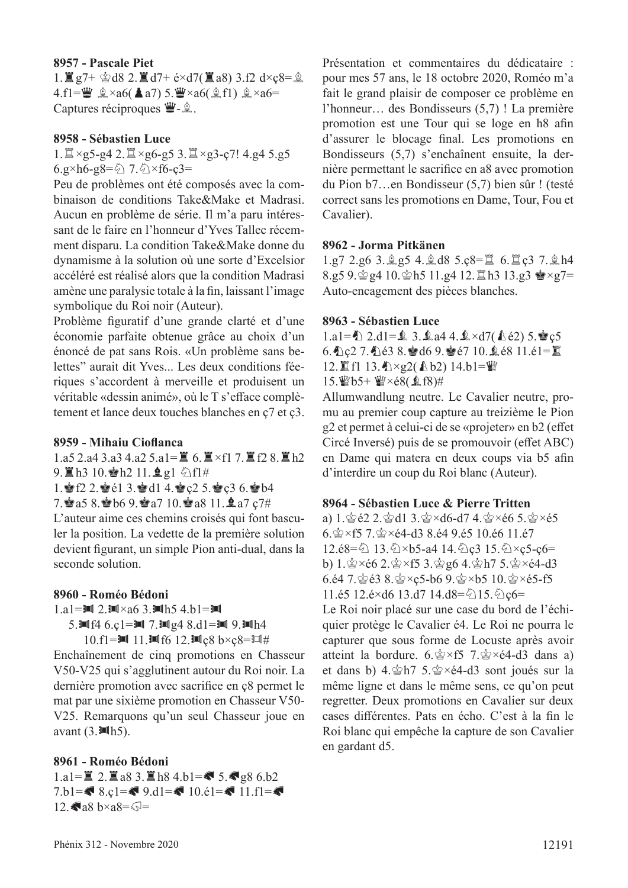**8957 - Pascale Piet**

1.♜g7+ ♔d8 2.♜d7+ é×d7(♜a8) 3.f2 d×ç8=♗ 4.f1=♛ ♗×a6(♟a7) 5.♛×a6(♗f1) ♗×a6=
Captures réciproques ♛-♗.

**8958 - Sébastien Luce**

1.♖×g5-g4 2.♖×g6-g5 3.♖×g3-ç7! 4.g4 5.g5 6.g×h6-g8=♘ 7.♘×f6-ç3=

Peu de problèmes ont été composés avec la combinaison de conditions Take&Make et Madrasi. Aucun en problème de série. Il m'a paru intéressant de le faire en l'honneur d'Yves Tallec récemment disparu. La condition Take&Make donne du dynamisme à la solution où une sorte d'Excelsior accéléré est réalisé alors que la condition Madrasi amène une paralysie totale à la fin, laissant l'image symbolique du Roi noir (Auteur).

Problème figuratif d'une grande clarté et d'une économie parfaite obtenue grâce au choix d'un énoncé de pat sans Rois. «Un problème sans belettes" aurait dit Yves... «Les deux conditions féeriques s'accordent à merveille et produisent un véritable «dessin animé», où le T s'efface complètement et lance deux touches blanches en ç7 et ç3.

**8959 - Mihaiu Cioflanca**

1.a5 2.a4 3.a3 4.a2 5.a1=♜ 6.♜×f1 7.♜f2 8.♜h2 9.♜h3 10.♚h2 11.♝g1 ♘f1#
1.♚f2 2.♚é1 3.♚d1 4.♚ç2 5.♚ç3 6.♚b4 7.♚a5 8.♚b6 9.♚a7 10.♚a8 11.♝a7 ç7#

L'auteur aime ces chemins croisés qui font basculer la position. La vedette de la première solution devient figurant, un simple Pion anti-dual, dans la seconde solution.

**8960 - Roméo Bédoni**

1.a1=(Chasseur) 2.(Chasseur)×a6 3.(Chasseur)h5 4.b1=(Chasseur) 5.(Chasseur)f4 6.ç1=(Chasseur) 7.(Chasseur)g4 8.d1=(Chasseur) 9.(Chasseur)h4 10.f1=(Chasseur) 11.(Chasseur)f6 12.(Chasseur)ç8 b×ç8=(Chasseur)#

Enchaînement de cinq promotions en Chasseur V50-V25 qui s'agglutinent autour du Roi noir. La dernière promotion avec sacrifice en ç8 permet le mat par une sixième promotion en Chasseur V50-V25. Remarquons qu'un seul Chasseur joue en avant (3.(Chasseur)h5).

**8961 - Roméo Bédoni**

1.a1=♜ 2.♜a8 3.♜h8 4.b1=(Bondisseur) 5.(Bondisseur)g8 6.b2 7.b1=(Bondisseur) 8.ç1=(Bondisseur) 9.d1=(Bondisseur) 10.é1=(Bondisseur) 11.f1=(Bondisseur) 12.(Bondisseur)a8 b×a8=(Bondisseur)=

Présentation et commentaires du dédicataire : pour mes 57 ans, le 18 octobre 2020, Roméo m'a fait le grand plaisir de composer ce problème en l'honneur… des Bondisseurs (5,7) ! La première promotion est une Tour qui se loge en h8 afin d'assurer le blocage final. Les promotions en Bondisseurs (5,7) s'enchaînent ensuite, la dernière permettant le sacrifice en a8 avec promotion du Pion b7…en Bondisseur (5,7) bien sûr ! (testé correct sans les promotions en Dame, Tour, Fou et Cavalier).

**8962 - Jorma Pitkänen**

1.g7 2.g6 3.♗g5 4.♗d8 5.ç8=♖ 6.♖ç3 7.♗h4 8.g5 9.♔g4 10.♔h5 11.g4 12.♖h3 13.g3 ♚×g7=
Auto-encagement des pièces blanches.

**8963 - Sébastien Luce**

1.a1=(neutre)♘ 2.d1=(neutre)♗ 3.(neutre)♗a4 4.(neutre)♗×d7((neutre)♙é2) 5.♚ç5 6.(neutre)♘ç2 7.(neutre)♘é3 8.♚d6 9.♚é7 10.(neutre)♗é8 11.é1=♜ 12.♜f1 13.(neutre)♘×g2((neutre)♙b2) 14.b1=♛ 15.♛b5+ ♛×é8((neutre)♗f8)#

Allumwandlung neutre. Le Cavalier neutre, promu au premier coup capture au treizième le Pion g2 et permet à celui-ci de se «projeter» en b2 (effet Circé Inversé) puis de se promouvoir (effet ABC) en Dame qui matera en deux coups via b5 afin d'interdire un coup du Roi blanc (Auteur).

**8964 - Sébastien Luce & Pierre Tritten**

a) 1.♔é2 2.♔d1 3.♔×d6-d7 4.♔×é6 5.♔×é5 6.♔×f5 7.♔×é4-d3 8.é4 9.é5 10.é6 11.é7 12.é8=♘ 13.♘×b5-a4 14.♘ç3 15.♘×ç5-ç6=
b) 1.♔×é6 2.♔×f5 3.♔g6 4.♔h7 5.♔×é4-d3 6.é4 7.♔é3 8.♔×ç5-b6 9.♔×b5 10.♔×é5-f5 11.é5 12.é×d6 13.d7 14.d8=♘15.♘ç6=

Le Roi noir placé sur une case du bord de l'échiquier protège le Cavalier é4. Le Roi ne pourra le capturer que sous forme de Locuste après avoir atteint la bordure. 6.♔×f5 7.♔×é4-d3 dans a) et dans b) 4.♔h7 5.♔×é4-d3 sont joués sur la même ligne et dans le même sens, ce qu'on peut regretter. Deux promotions en Cavalier sur deux cases différentes. Pats en écho. C'est à la fin le Roi blanc qui empêche la capture de son Cavalier en gardant d5.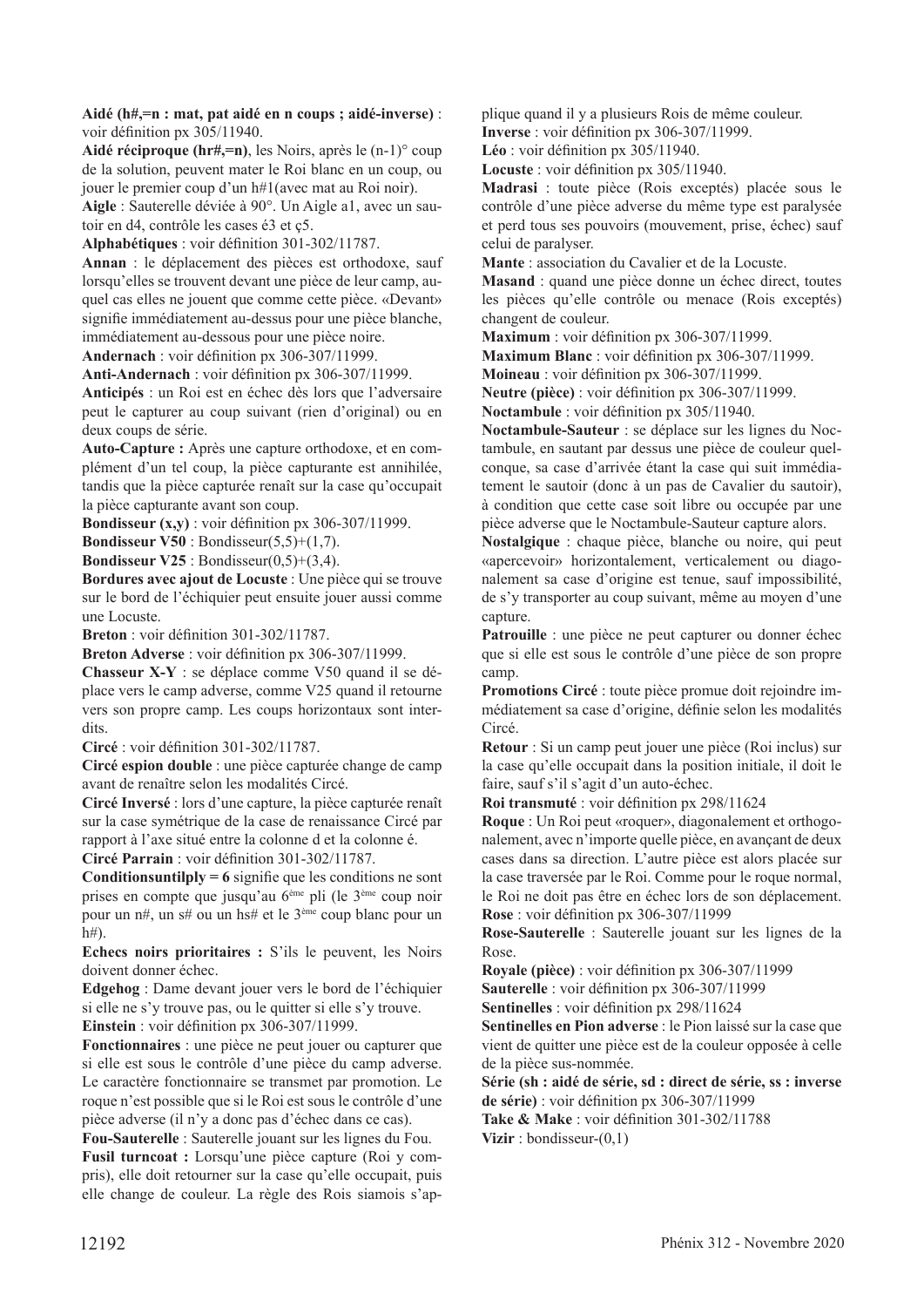**Aidé (h#,=n : mat, pat aidé en n coups ; aidé-inverse)** : voir définition px 305/11940.

**Aidé réciproque (hr#,=n)**, les Noirs, après le (n-1)° coup de la solution, peuvent mater le Roi blanc en un coup, ou jouer le premier coup d'un h#1(avec mat au Roi noir).

**Aigle** : Sauterelle déviée à 90°. Un Aigle a1, avec un sautoir en d4, contrôle les cases é3 et ç5.

**Alphabétiques** : voir définition 301-302/11787.

**Annan** : le déplacement des pièces est orthodoxe, sauf lorsqu'elles se trouvent devant une pièce de leur camp, auquel cas elles ne jouent que comme cette pièce. «Devant» signifie immédiatement au-dessus pour une pièce blanche, immédiatement au-dessous pour une pièce noire.

**Andernach** : voir définition px 306-307/11999.

**Anti-Andernach** : voir définition px 306-307/11999.

**Anticipés** : un Roi est en échec dès lors que l'adversaire peut le capturer au coup suivant (rien d'original) ou en deux coups de série.

**Auto-Capture :** Après une capture orthodoxe, et en complément d'un tel coup, la pièce capturante est annihilée, tandis que la pièce capturée renaît sur la case qu'occupait la pièce capturante avant son coup.

**Bondisseur (x,y)** : voir définition px 306-307/11999.

**Bondisseur V50** : Bondisseur(5,5)+(1,7).

**Bondisseur V25** : Bondisseur(0,5)+(3,4).

**Bordures avec ajout de Locuste** : Une pièce qui se trouve sur le bord de l'échiquier peut ensuite jouer aussi comme une Locuste.

**Breton** : voir définition 301-302/11787.

**Breton Adverse** : voir définition px 306-307/11999.

**Chasseur X-Y** : se déplace comme V50 quand il se déplace vers le camp adverse, comme V25 quand il retourne vers son propre camp. Les coups horizontaux sont interdits.

**Circé** : voir définition 301-302/11787.

**Circé espion double** : une pièce capturée change de camp avant de renaître selon les modalités Circé.

**Circé Inversé** : lors d'une capture, la pièce capturée renaît sur la case symétrique de la case de renaissance Circé par rapport à l'axe situé entre la colonne d et la colonne é.

**Circé Parrain** : voir définition 301-302/11787.

**Conditionsuntilply = 6** signifie que les conditions ne sont prises en compte que jusqu'au 6ème pli (le 3ème coup noir pour un n#, un s# ou un hs# et le 3ème coup blanc pour un h#).

**Echecs noirs prioritaires :** S'ils le peuvent, les Noirs doivent donner échec.

**Edgehog** : Dame devant jouer vers le bord de l'échiquier si elle ne s'y trouve pas, ou le quitter si elle s'y trouve.

**Einstein** : voir définition px 306-307/11999.

**Fonctionnaires** : une pièce ne peut jouer ou capturer que si elle est sous le contrôle d'une pièce du camp adverse. Le caractère fonctionnaire se transmet par promotion. Le roque n'est possible que si le Roi est sous le contrôle d'une pièce adverse (il n'y a donc pas d'échec dans ce cas).

**Fou-Sauterelle** : Sauterelle jouant sur les lignes du Fou.

**Fusil turncoat :** Lorsqu'une pièce capture (Roi y compris), elle doit retourner sur la case qu'elle occupait, puis elle change de couleur. La règle des Rois siamois s'applique quand il y a plusieurs Rois de même couleur.

**Inverse** : voir définition px 306-307/11999.

**Léo** : voir définition px 305/11940.

**Locuste** : voir définition px 305/11940.

**Madrasi** : toute pièce (Rois exceptés) placée sous le contrôle d'une pièce adverse du même type est paralysée et perd tous ses pouvoirs (mouvement, prise, échec) sauf celui de paralyser.

**Mante** : association du Cavalier et de la Locuste.

**Masand** : quand une pièce donne un échec direct, toutes les pièces qu'elle contrôle ou menace (Rois exceptés) changent de couleur.

**Maximum** : voir définition px 306-307/11999.

**Maximum Blanc** : voir définition px 306-307/11999.

**Moineau** : voir définition px 306-307/11999.

**Neutre (pièce)** : voir définition px 306-307/11999.

**Noctambule** : voir définition px 305/11940.

**Noctambule-Sauteur** : se déplace sur les lignes du Noctambule, en sautant par dessus une pièce de couleur quelconque, sa case d'arrivée étant la case qui suit immédiatement le sautoir (donc à un pas de Cavalier du sautoir), à condition que cette case soit libre ou occupée par une pièce adverse que le Noctambule-Sauteur capture alors.

**Nostalgique** : chaque pièce, blanche ou noire, qui peut «apercevoir» horizontalement, verticalement ou diagonalement sa case d'origine est tenue, sauf impossibilité, de s'y transporter au coup suivant, même au moyen d'une capture.

**Patrouille** : une pièce ne peut capturer ou donner échec que si elle est sous le contrôle d'une pièce de son propre camp.

**Promotions Circé** : toute pièce promue doit rejoindre immédiatement sa case d'origine, définie selon les modalités Circé.

**Retour** : Si un camp peut jouer une pièce (Roi inclus) sur la case qu'elle occupait dans la position initiale, il doit le faire, sauf s'il s'agit d'un auto-échec.

**Roi transmuté** : voir définition px 298/11624

**Roque** : Un Roi peut «roquer», diagonalement et orthogonalement, avec n'importe quelle pièce, en avançant de deux cases dans sa direction. L'autre pièce est alors placée sur la case traversée par le Roi. Comme pour le roque normal, le Roi ne doit pas être en échec lors de son déplacement.

**Rose** : voir définition px 306-307/11999

**Rose-Sauterelle** : Sauterelle jouant sur les lignes de la Rose.

**Royale (pièce)** : voir définition px 306-307/11999

**Sauterelle** : voir définition px 306-307/11999

**Sentinelles** : voir définition px 298/11624

**Sentinelles en Pion adverse** : le Pion laissé sur la case que vient de quitter une pièce est de la couleur opposée à celle de la pièce sus-nommée.

**Série (sh : aidé de série, sd : direct de série, ss : inverse de série)** : voir définition px 306-307/11999

**Take & Make** : voir définition 301-302/11788

**Vizir** : bondisseur-(0,1)